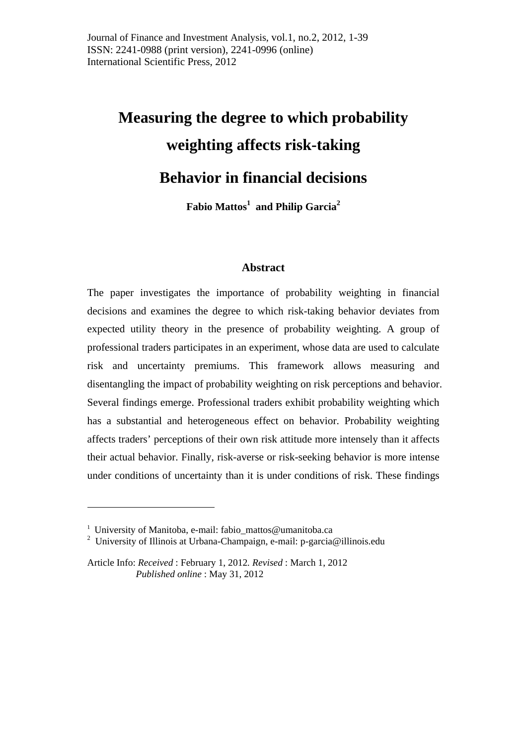# Measuring the degree to which probability weighting affects risk-taking Behavior in financial decisions

**Fabio Mattos[1] and Philip Garcia[2]**

## Abstract

The paper investigates the importance of probability weighting in financial decisions and examines the degree to which risk-taking behavior deviates from expected utility theory in the presence of probability weighting. A group of professional traders participates in an experiment, whose data are used to calculate risk and uncertainty premiums. This framework allows measuring and disentangling the impact of probability weighting on risk perceptions and behavior. Several findings emerge. Professional traders exhibit probability weighting which has a substantial and heterogeneous effect on behavior. Probability weighting affects traders' perceptions of their own risk attitude more intensely than it affects their actual behavior. Finally, risk-averse or risk-seeking behavior is more intense under conditions of uncertainty than it is under conditions of risk. These findings

---

[1] University of Manitoba, e-mail: fabio_mattos@umanitoba.ca

[2] University of Illinois at Urbana-Champaign, e-mail: p-garcia@illinois.edu

Article Info: *Received* : February 1, 2012. *Revised* : March 1, 2012
*Published online* : May 31, 2012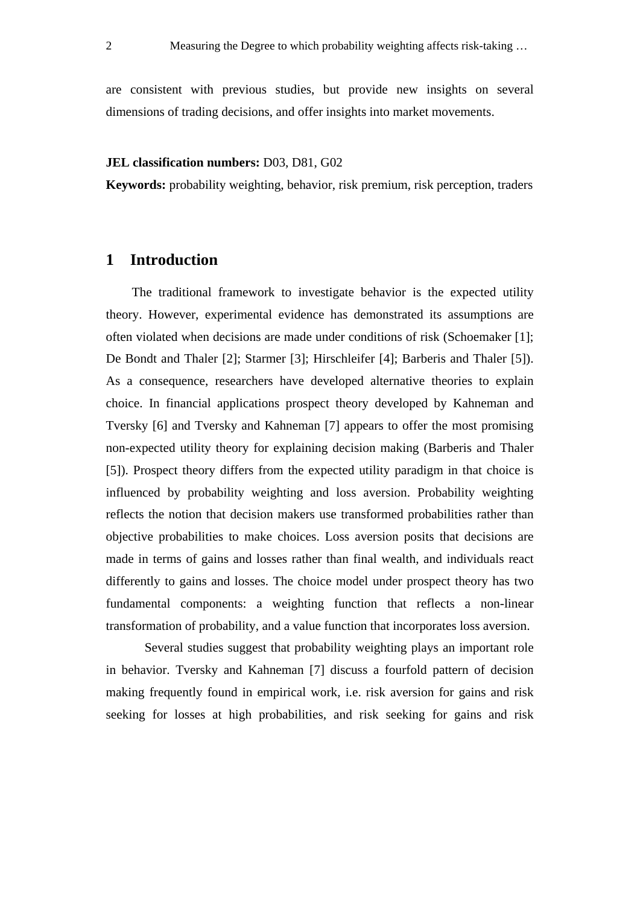are consistent with previous studies, but provide new insights on several dimensions of trading decisions, and offer insights into market movements.

**JEL classification numbers:** D03, D81, G02

**Keywords:** probability weighting, behavior, risk premium, risk perception, traders

## 1 Introduction

The traditional framework to investigate behavior is the expected utility theory. However, experimental evidence has demonstrated its assumptions are often violated when decisions are made under conditions of risk (Schoemaker [1]; De Bondt and Thaler [2]; Starmer [3]; Hirschleifer [4]; Barberis and Thaler [5]). As a consequence, researchers have developed alternative theories to explain choice. In financial applications prospect theory developed by Kahneman and Tversky [6] and Tversky and Kahneman [7] appears to offer the most promising non-expected utility theory for explaining decision making (Barberis and Thaler [5]). Prospect theory differs from the expected utility paradigm in that choice is influenced by probability weighting and loss aversion. Probability weighting reflects the notion that decision makers use transformed probabilities rather than objective probabilities to make choices. Loss aversion posits that decisions are made in terms of gains and losses rather than final wealth, and individuals react differently to gains and losses. The choice model under prospect theory has two fundamental components: a weighting function that reflects a non-linear transformation of probability, and a value function that incorporates loss aversion.

Several studies suggest that probability weighting plays an important role in behavior. Tversky and Kahneman [7] discuss a fourfold pattern of decision making frequently found in empirical work, i.e. risk aversion for gains and risk seeking for losses at high probabilities, and risk seeking for gains and risk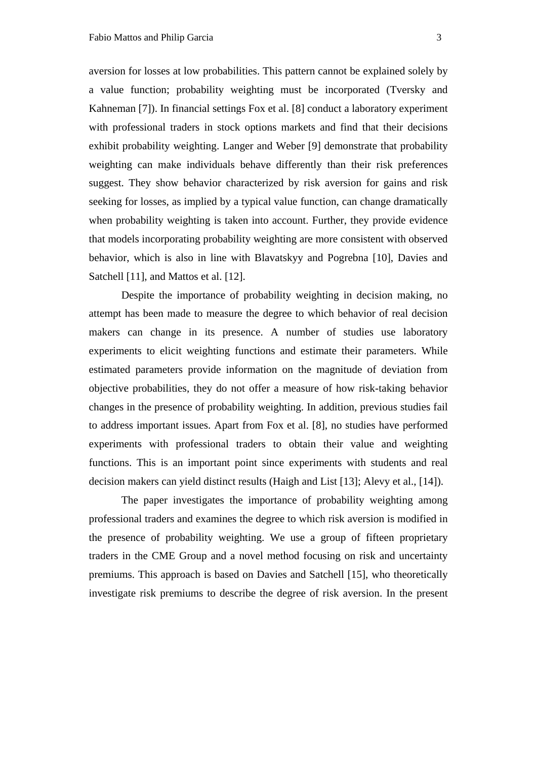aversion for losses at low probabilities. This pattern cannot be explained solely by a value function; probability weighting must be incorporated (Tversky and Kahneman [7]). In financial settings Fox et al. [8] conduct a laboratory experiment with professional traders in stock options markets and find that their decisions exhibit probability weighting. Langer and Weber [9] demonstrate that probability weighting can make individuals behave differently than their risk preferences suggest. They show behavior characterized by risk aversion for gains and risk seeking for losses, as implied by a typical value function, can change dramatically when probability weighting is taken into account. Further, they provide evidence that models incorporating probability weighting are more consistent with observed behavior, which is also in line with Blavatskyy and Pogrebna [10], Davies and Satchell [11], and Mattos et al. [12].

Despite the importance of probability weighting in decision making, no attempt has been made to measure the degree to which behavior of real decision makers can change in its presence. A number of studies use laboratory experiments to elicit weighting functions and estimate their parameters. While estimated parameters provide information on the magnitude of deviation from objective probabilities, they do not offer a measure of how risk-taking behavior changes in the presence of probability weighting. In addition, previous studies fail to address important issues. Apart from Fox et al. [8], no studies have performed experiments with professional traders to obtain their value and weighting functions. This is an important point since experiments with students and real decision makers can yield distinct results (Haigh and List [13]; Alevy et al., [14]).

The paper investigates the importance of probability weighting among professional traders and examines the degree to which risk aversion is modified in the presence of probability weighting. We use a group of fifteen proprietary traders in the CME Group and a novel method focusing on risk and uncertainty premiums. This approach is based on Davies and Satchell [15], who theoretically investigate risk premiums to describe the degree of risk aversion. In the present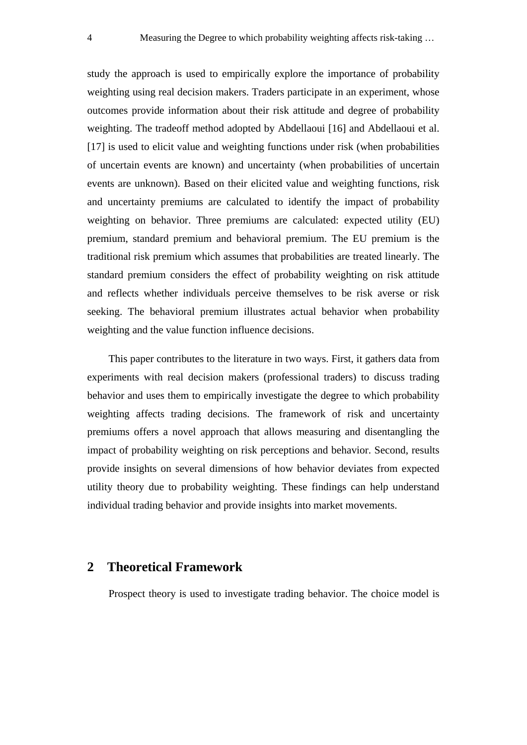study the approach is used to empirically explore the importance of probability weighting using real decision makers. Traders participate in an experiment, whose outcomes provide information about their risk attitude and degree of probability weighting. The tradeoff method adopted by Abdellaoui [16] and Abdellaoui et al. [17] is used to elicit value and weighting functions under risk (when probabilities of uncertain events are known) and uncertainty (when probabilities of uncertain events are unknown). Based on their elicited value and weighting functions, risk and uncertainty premiums are calculated to identify the impact of probability weighting on behavior. Three premiums are calculated: expected utility (EU) premium, standard premium and behavioral premium. The EU premium is the traditional risk premium which assumes that probabilities are treated linearly. The standard premium considers the effect of probability weighting on risk attitude and reflects whether individuals perceive themselves to be risk averse or risk seeking. The behavioral premium illustrates actual behavior when probability weighting and the value function influence decisions.

This paper contributes to the literature in two ways. First, it gathers data from experiments with real decision makers (professional traders) to discuss trading behavior and uses them to empirically investigate the degree to which probability weighting affects trading decisions. The framework of risk and uncertainty premiums offers a novel approach that allows measuring and disentangling the impact of probability weighting on risk perceptions and behavior. Second, results provide insights on several dimensions of how behavior deviates from expected utility theory due to probability weighting. These findings can help understand individual trading behavior and provide insights into market movements.

## 2 Theoretical Framework

Prospect theory is used to investigate trading behavior. The choice model is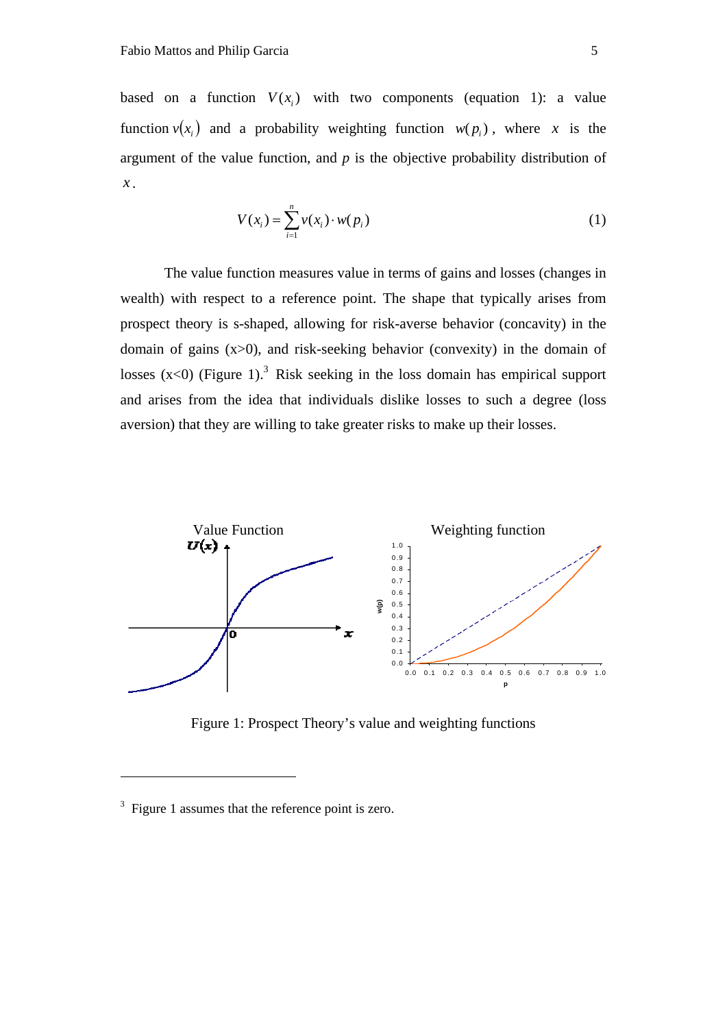based on a function $V(x_i)$ with two components (equation 1): a value function $v(x_i)$ and a probability weighting function $w(p_i)$, where $x$ is the argument of the value function, and $p$ is the objective probability distribution of $x$.

$$V(x_i) = \sum_{i=1}^{n} v(x_i) \cdot w(p_i) \tag{1}$$

The value function measures value in terms of gains and losses (changes in wealth) with respect to a reference point. The shape that typically arises from prospect theory is s-shaped, allowing for risk-averse behavior (concavity) in the domain of gains (x>0), and risk-seeking behavior (convexity) in the domain of losses (x<0) (Figure 1).[3] Risk seeking in the loss domain has empirical support and arises from the idea that individuals dislike losses to such a degree (loss aversion) that they are willing to take greater risks to make up their losses.

Figure 1: Prospect Theory's value and weighting functions

[3] Figure 1 assumes that the reference point is zero.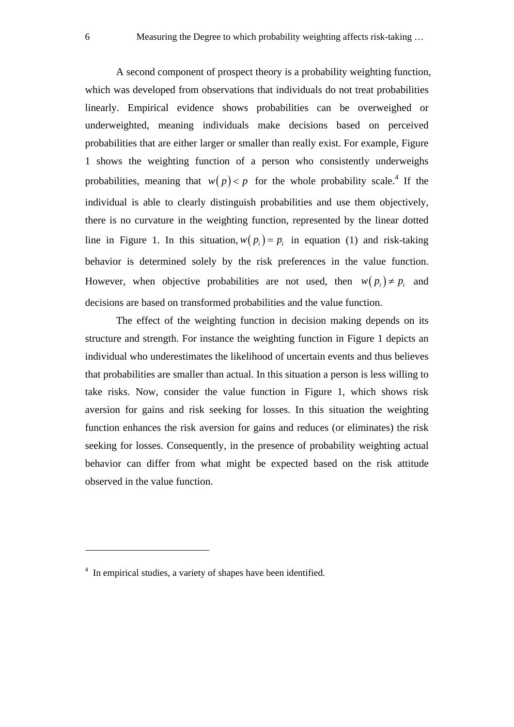A second component of prospect theory is a probability weighting function, which was developed from observations that individuals do not treat probabilities linearly. Empirical evidence shows probabilities can be overweighed or underweighted, meaning individuals make decisions based on perceived probabilities that are either larger or smaller than really exist. For example, Figure 1 shows the weighting function of a person who consistently underweighs probabilities, meaning that $w(p) < p$ for the whole probability scale.[4] If the individual is able to clearly distinguish probabilities and use them objectively, there is no curvature in the weighting function, represented by the linear dotted line in Figure 1. In this situation, $w(p_i) = p_i$ in equation (1) and risk-taking behavior is determined solely by the risk preferences in the value function. However, when objective probabilities are not used, then $w(p_i) \neq p_i$ and decisions are based on transformed probabilities and the value function.

The effect of the weighting function in decision making depends on its structure and strength. For instance the weighting function in Figure 1 depicts an individual who underestimates the likelihood of uncertain events and thus believes that probabilities are smaller than actual. In this situation a person is less willing to take risks. Now, consider the value function in Figure 1, which shows risk aversion for gains and risk seeking for losses. In this situation the weighting function enhances the risk aversion for gains and reduces (or eliminates) the risk seeking for losses. Consequently, in the presence of probability weighting actual behavior can differ from what might be expected based on the risk attitude observed in the value function.

---

[4] In empirical studies, a variety of shapes have been identified.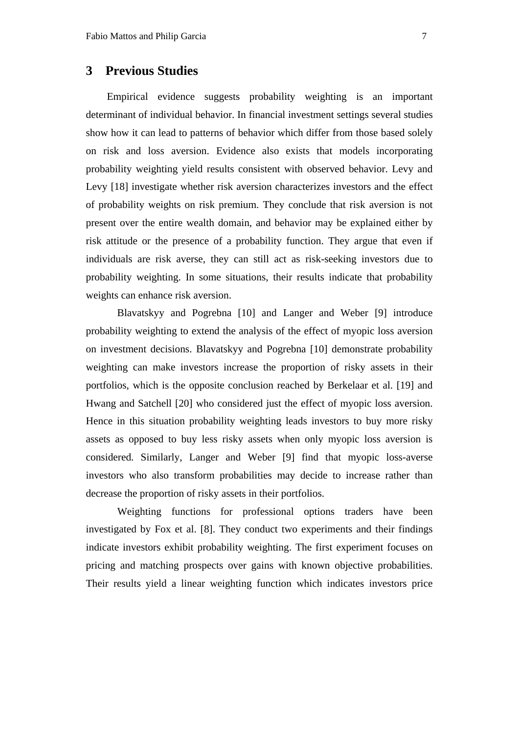## 3 Previous Studies

Empirical evidence suggests probability weighting is an important determinant of individual behavior. In financial investment settings several studies show how it can lead to patterns of behavior which differ from those based solely on risk and loss aversion. Evidence also exists that models incorporating probability weighting yield results consistent with observed behavior. Levy and Levy [18] investigate whether risk aversion characterizes investors and the effect of probability weights on risk premium. They conclude that risk aversion is not present over the entire wealth domain, and behavior may be explained either by risk attitude or the presence of a probability function. They argue that even if individuals are risk averse, they can still act as risk-seeking investors due to probability weighting. In some situations, their results indicate that probability weights can enhance risk aversion.

Blavatskyy and Pogrebna [10] and Langer and Weber [9] introduce probability weighting to extend the analysis of the effect of myopic loss aversion on investment decisions. Blavatskyy and Pogrebna [10] demonstrate probability weighting can make investors increase the proportion of risky assets in their portfolios, which is the opposite conclusion reached by Berkelaar et al. [19] and Hwang and Satchell [20] who considered just the effect of myopic loss aversion. Hence in this situation probability weighting leads investors to buy more risky assets as opposed to buy less risky assets when only myopic loss aversion is considered. Similarly, Langer and Weber [9] find that myopic loss-averse investors who also transform probabilities may decide to increase rather than decrease the proportion of risky assets in their portfolios.

Weighting functions for professional options traders have been investigated by Fox et al. [8]. They conduct two experiments and their findings indicate investors exhibit probability weighting. The first experiment focuses on pricing and matching prospects over gains with known objective probabilities. Their results yield a linear weighting function which indicates investors price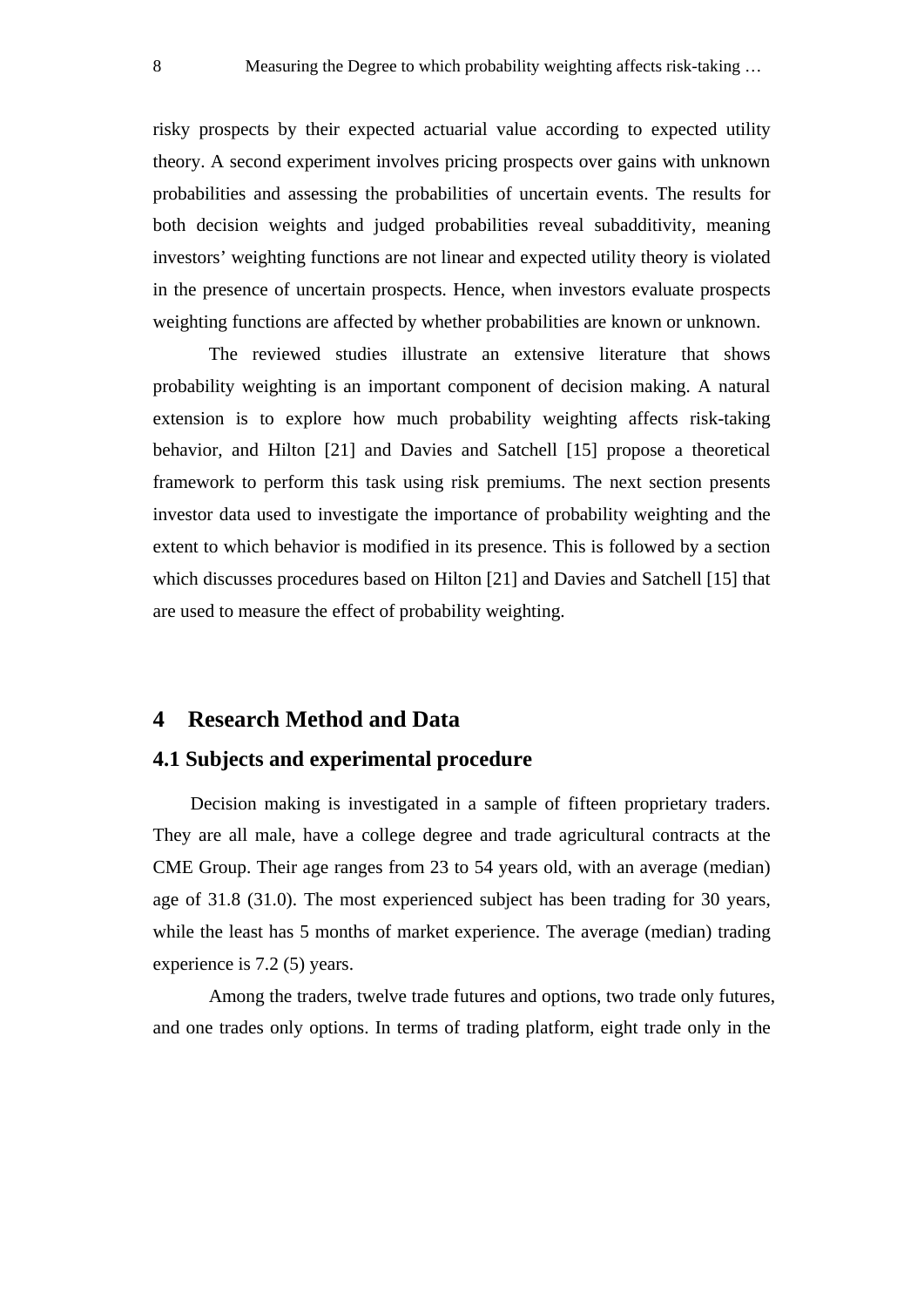risky prospects by their expected actuarial value according to expected utility theory. A second experiment involves pricing prospects over gains with unknown probabilities and assessing the probabilities of uncertain events. The results for both decision weights and judged probabilities reveal subadditivity, meaning investors' weighting functions are not linear and expected utility theory is violated in the presence of uncertain prospects. Hence, when investors evaluate prospects weighting functions are affected by whether probabilities are known or unknown.

The reviewed studies illustrate an extensive literature that shows probability weighting is an important component of decision making. A natural extension is to explore how much probability weighting affects risk-taking behavior, and Hilton [21] and Davies and Satchell [15] propose a theoretical framework to perform this task using risk premiums. The next section presents investor data used to investigate the importance of probability weighting and the extent to which behavior is modified in its presence. This is followed by a section which discusses procedures based on Hilton [21] and Davies and Satchell [15] that are used to measure the effect of probability weighting.

# 4 Research Method and Data

## 4.1 Subjects and experimental procedure

Decision making is investigated in a sample of fifteen proprietary traders. They are all male, have a college degree and trade agricultural contracts at the CME Group. Their age ranges from 23 to 54 years old, with an average (median) age of 31.8 (31.0). The most experienced subject has been trading for 30 years, while the least has 5 months of market experience. The average (median) trading experience is 7.2 (5) years.

Among the traders, twelve trade futures and options, two trade only futures, and one trades only options. In terms of trading platform, eight trade only in the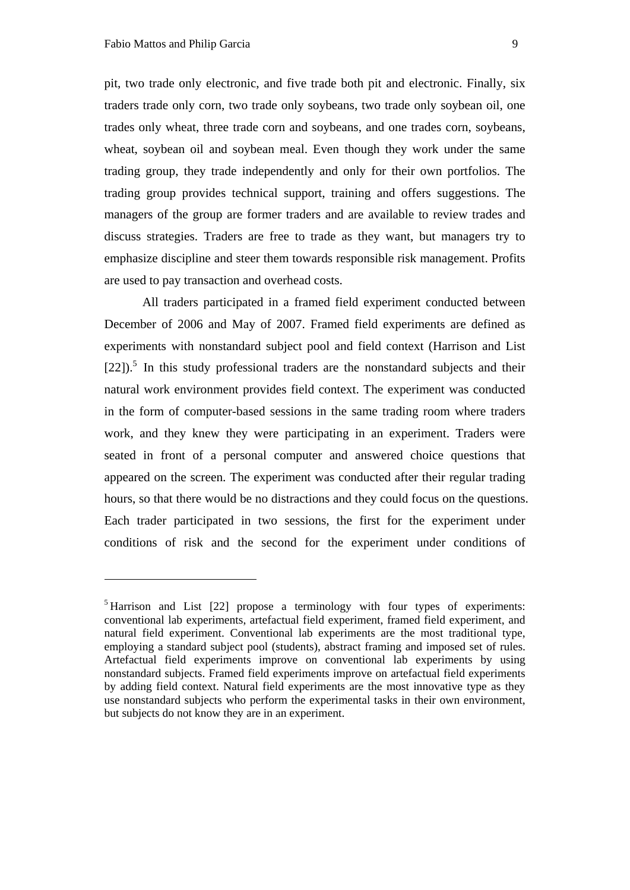pit, two trade only electronic, and five trade both pit and electronic. Finally, six traders trade only corn, two trade only soybeans, two trade only soybean oil, one trades only wheat, three trade corn and soybeans, and one trades corn, soybeans, wheat, soybean oil and soybean meal. Even though they work under the same trading group, they trade independently and only for their own portfolios. The trading group provides technical support, training and offers suggestions. The managers of the group are former traders and are available to review trades and discuss strategies. Traders are free to trade as they want, but managers try to emphasize discipline and steer them towards responsible risk management. Profits are used to pay transaction and overhead costs.

All traders participated in a framed field experiment conducted between December of 2006 and May of 2007. Framed field experiments are defined as experiments with nonstandard subject pool and field context (Harrison and List [22]).[5] In this study professional traders are the nonstandard subjects and their natural work environment provides field context. The experiment was conducted in the form of computer-based sessions in the same trading room where traders work, and they knew they were participating in an experiment. Traders were seated in front of a personal computer and answered choice questions that appeared on the screen. The experiment was conducted after their regular trading hours, so that there would be no distractions and they could focus on the questions. Each trader participated in two sessions, the first for the experiment under conditions of risk and the second for the experiment under conditions of

[5] Harrison and List [22] propose a terminology with four types of experiments: conventional lab experiments, artefactual field experiment, framed field experiment, and natural field experiment. Conventional lab experiments are the most traditional type, employing a standard subject pool (students), abstract framing and imposed set of rules. Artefactual field experiments improve on conventional lab experiments by using nonstandard subjects. Framed field experiments improve on artefactual field experiments by adding field context. Natural field experiments are the most innovative type as they use nonstandard subjects who perform the experimental tasks in their own environment, but subjects do not know they are in an experiment.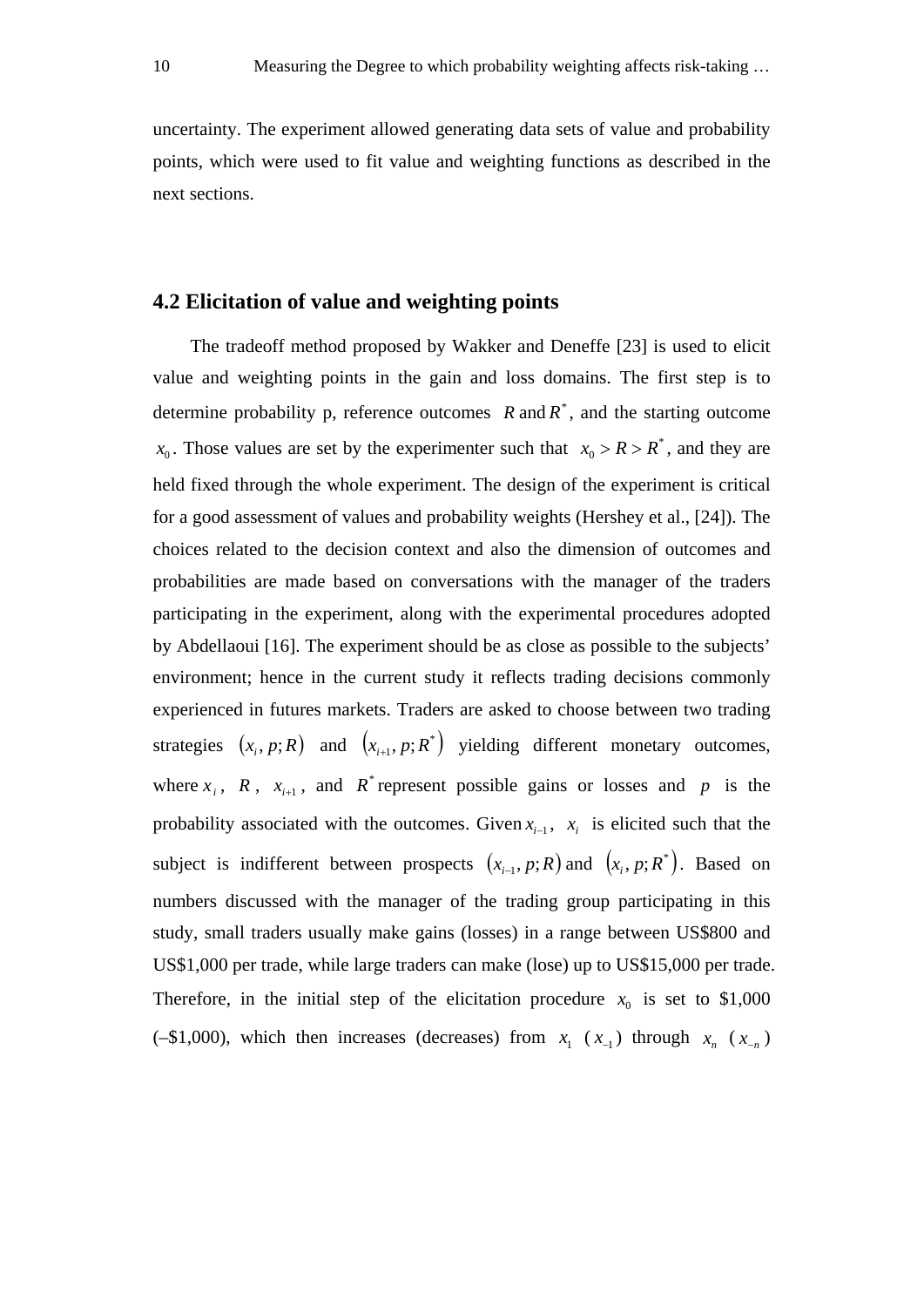uncertainty. The experiment allowed generating data sets of value and probability points, which were used to fit value and weighting functions as described in the next sections.

## 4.2 Elicitation of value and weighting points

The tradeoff method proposed by Wakker and Deneffe [23] is used to elicit value and weighting points in the gain and loss domains. The first step is to determine probability p, reference outcomes $R$ and $R^*$, and the starting outcome $x_0$. Those values are set by the experimenter such that $x_0 > R > R^*$, and they are held fixed through the whole experiment. The design of the experiment is critical for a good assessment of values and probability weights (Hershey et al., [24]). The choices related to the decision context and also the dimension of outcomes and probabilities are made based on conversations with the manager of the traders participating in the experiment, along with the experimental procedures adopted by Abdellaoui [16]. The experiment should be as close as possible to the subjects' environment; hence in the current study it reflects trading decisions commonly experienced in futures markets. Traders are asked to choose between two trading strategies $(x_i, p; R)$ and $(x_{i+1}, p; R^*)$ yielding different monetary outcomes, where $x_i$, $R$, $x_{i+1}$, and $R^*$ represent possible gains or losses and $p$ is the probability associated with the outcomes. Given $x_{i-1}$, $x_i$ is elicited such that the subject is indifferent between prospects $(x_{i-1}, p; R)$ and $(x_i, p; R^*)$. Based on numbers discussed with the manager of the trading group participating in this study, small traders usually make gains (losses) in a range between US$800 and US$1,000 per trade, while large traders can make (lose) up to US$15,000 per trade. Therefore, in the initial step of the elicitation procedure $x_0$ is set to $1,000 (–$1,000), which then increases (decreases) from $x_1$ ($x_{-1}$) through $x_n$ ($x_{-n}$)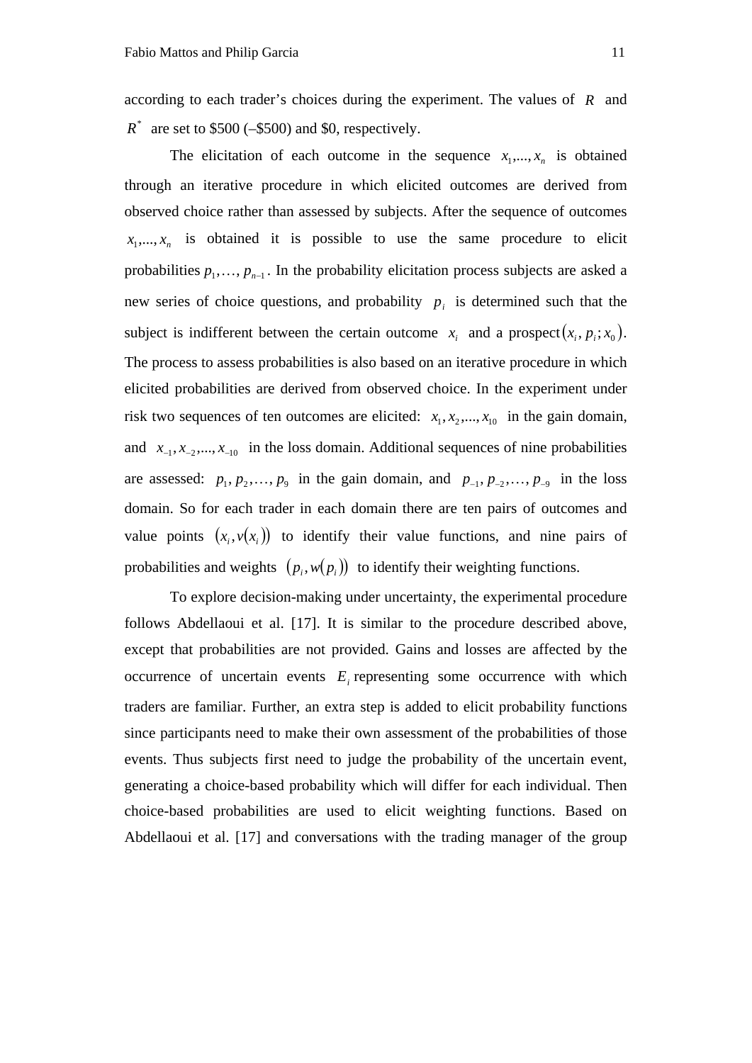according to each trader's choices during the experiment. The values of $R$ and $R^*$ are set to $500 (–$500) and $0, respectively.

The elicitation of each outcome in the sequence $x_1,...,x_n$ is obtained through an iterative procedure in which elicited outcomes are derived from observed choice rather than assessed by subjects. After the sequence of outcomes $x_1,...,x_n$ is obtained it is possible to use the same procedure to elicit probabilities $p_1,\ldots,p_{n-1}$. In the probability elicitation process subjects are asked a new series of choice questions, and probability $p_i$ is determined such that the subject is indifferent between the certain outcome $x_i$ and a prospect $(x_i, p_i; x_0)$. The process to assess probabilities is also based on an iterative procedure in which elicited probabilities are derived from observed choice. In the experiment under risk two sequences of ten outcomes are elicited: $x_1, x_2,..., x_{10}$ in the gain domain, and $x_{-1}, x_{-2},..., x_{-10}$ in the loss domain. Additional sequences of nine probabilities are assessed: $p_1, p_2,\ldots, p_9$ in the gain domain, and $p_{-1}, p_{-2},\ldots, p_{-9}$ in the loss domain. So for each trader in each domain there are ten pairs of outcomes and value points $(x_i, v(x_i))$ to identify their value functions, and nine pairs of probabilities and weights $(p_i, w(p_i))$ to identify their weighting functions.

To explore decision-making under uncertainty, the experimental procedure follows Abdellaoui et al. [17]. It is similar to the procedure described above, except that probabilities are not provided. Gains and losses are affected by the occurrence of uncertain events $E_i$ representing some occurrence with which traders are familiar. Further, an extra step is added to elicit probability functions since participants need to make their own assessment of the probabilities of those events. Thus subjects first need to judge the probability of the uncertain event, generating a choice-based probability which will differ for each individual. Then choice-based probabilities are used to elicit weighting functions. Based on Abdellaoui et al. [17] and conversations with the trading manager of the group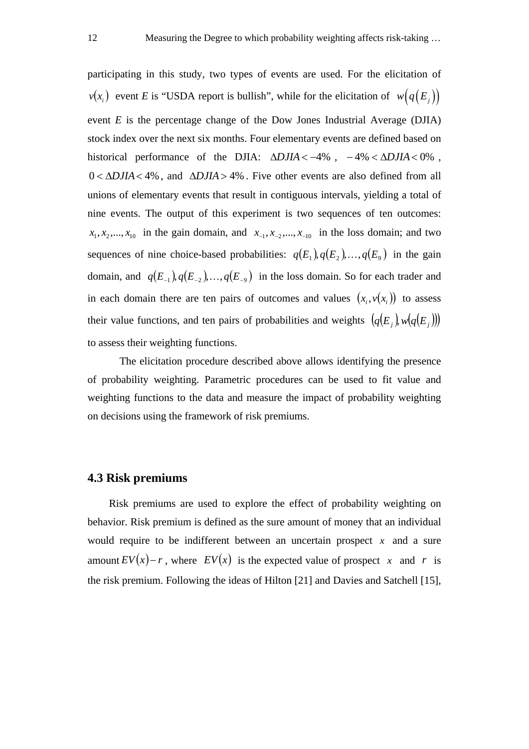participating in this study, two types of events are used. For the elicitation of $v(x_i)$ event *E* is "USDA report is bullish", while for the elicitation of $w\left(q\left(E_j\right)\right)$ event *E* is the percentage change of the Dow Jones Industrial Average (DJIA) stock index over the next six months. Four elementary events are defined based on historical performance of the DJIA: $\Delta DJIA < -4\%$, $-4\% < \Delta DJIA < 0\%$, $0 < \Delta DJIA < 4\%$, and $\Delta DJIA > 4\%$. Five other events are also defined from all unions of elementary events that result in contiguous intervals, yielding a total of nine events. The output of this experiment is two sequences of ten outcomes: $x_1, x_2, ..., x_{10}$ in the gain domain, and $x_{-1}, x_{-2}, ..., x_{-10}$ in the loss domain; and two sequences of nine choice-based probabilities: $q(E_1), q(E_2), \ldots, q(E_9)$ in the gain domain, and $q(E_{-1}), q(E_{-2}), \ldots, q(E_{-9})$ in the loss domain. So for each trader and in each domain there are ten pairs of outcomes and values $(x_i, v(x_i))$ to assess their value functions, and ten pairs of probabilities and weights $(q(E_j), w(q(E_j)))$ to assess their weighting functions.

The elicitation procedure described above allows identifying the presence of probability weighting. Parametric procedures can be used to fit value and weighting functions to the data and measure the impact of probability weighting on decisions using the framework of risk premiums.

### 4.3 Risk premiums

Risk premiums are used to explore the effect of probability weighting on behavior. Risk premium is defined as the sure amount of money that an individual would require to be indifferent between an uncertain prospect $x$ and a sure amount $EV(x) - r$, where $EV(x)$ is the expected value of prospect $x$ and $r$ is the risk premium. Following the ideas of Hilton [21] and Davies and Satchell [15],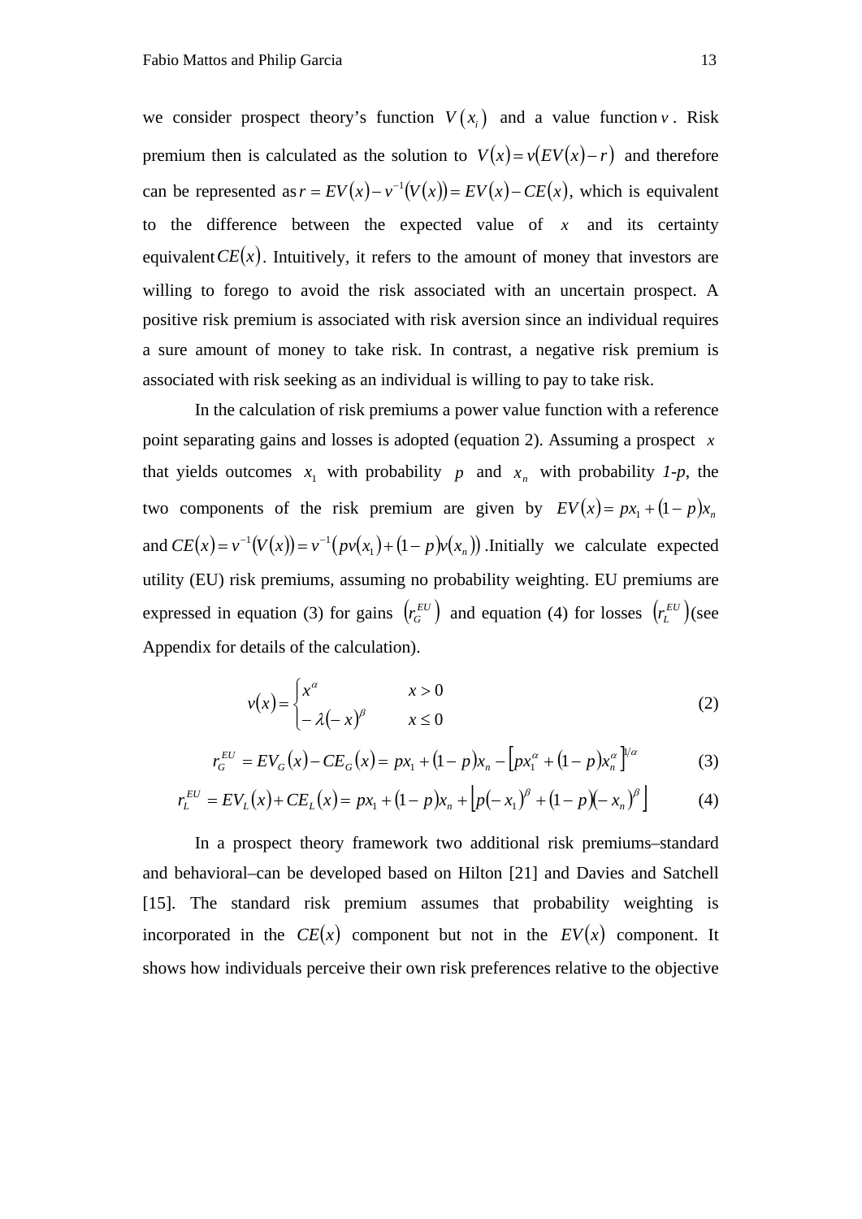we consider prospect theory's function $V(x_i)$ and a value function $v$. Risk premium then is calculated as the solution to $V(x) = v(EV(x) - r)$ and therefore can be represented as $r = EV(x) - v^{-1}(V(x)) = EV(x) - CE(x)$, which is equivalent to the difference between the expected value of $x$ and its certainty equivalent $CE(x)$. Intuitively, it refers to the amount of money that investors are willing to forego to avoid the risk associated with an uncertain prospect. A positive risk premium is associated with risk aversion since an individual requires a sure amount of money to take risk. In contrast, a negative risk premium is associated with risk seeking as an individual is willing to pay to take risk.

In the calculation of risk premiums a power value function with a reference point separating gains and losses is adopted (equation 2). Assuming a prospect $x$ that yields outcomes $x_1$ with probability $p$ and $x_n$ with probability *1-p*, the two components of the risk premium are given by $EV(x) = px_1 + (1-p)x_n$ and $CE(x) = v^{-1}(V(x)) = v^{-1}(pv(x_1) + (1-p)v(x_n))$. Initially we calculate expected utility (EU) risk premiums, assuming no probability weighting. EU premiums are expressed in equation (3) for gains $(r_G^{EU})$ and equation (4) for losses $(r_L^{EU})$ (see Appendix for details of the calculation).

$$v(x) = \begin{cases} x^{\alpha} & x > 0 \\ -\lambda(-x)^{\beta} & x \leq 0 \end{cases} \tag{2}$$

$$r_G^{EU} = EV_G(x) - CE_G(x) = px_1 + (1-p)x_n - \left[px_1^{\alpha} + (1-p)x_n^{\alpha}\right]^{1/\alpha} \tag{3}$$

$$r_L^{EU} = EV_L(x) + CE_L(x) = px_1 + (1-p)x_n + \left[p(-x_1)^{\beta} + (1-p)(-x_n)^{\beta}\right] \tag{4}$$

In a prospect theory framework two additional risk premiums–standard and behavioral–can be developed based on Hilton [21] and Davies and Satchell [15]. The standard risk premium assumes that probability weighting is incorporated in the $CE(x)$ component but not in the $EV(x)$ component. It shows how individuals perceive their own risk preferences relative to the objective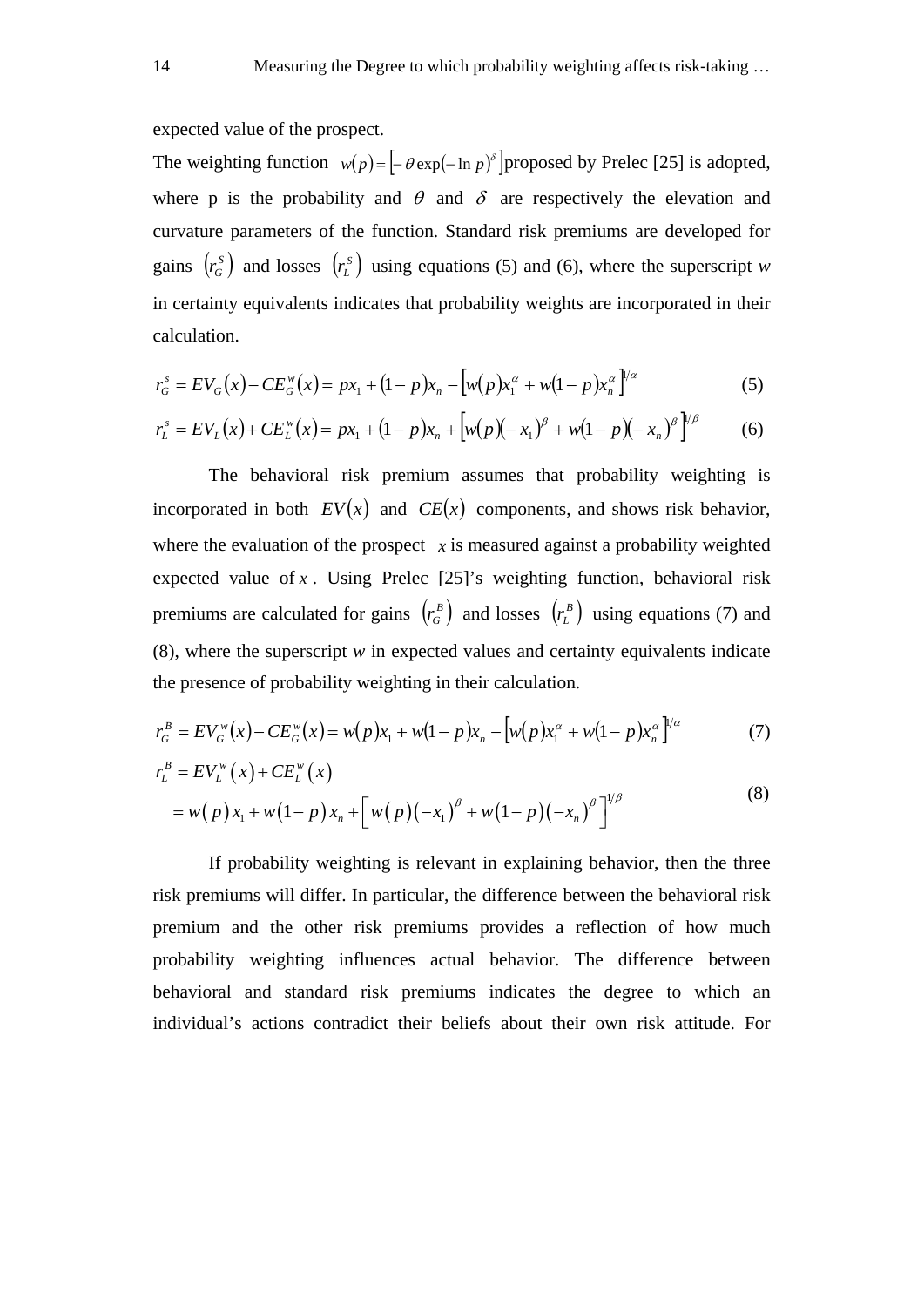expected value of the prospect.

The weighting function $w(p) = \left[-\theta \exp(-\ln p)^{\delta}\right]$ proposed by Prelec [25] is adopted, where p is the probability and $\theta$ and $\delta$ are respectively the elevation and curvature parameters of the function. Standard risk premiums are developed for gains $\left(r_G^S\right)$ and losses $\left(r_L^S\right)$ using equations (5) and (6), where the superscript *w* in certainty equivalents indicates that probability weights are incorporated in their calculation.

$$r_G^s = EV_G(x) - CE_G^w(x) = px_1 + (1-p)x_n - \left[w(p)x_1^{\alpha} + w(1-p)x_n^{\alpha}\right]^{1/\alpha} \quad (5)$$

$$r_L^s = EV_L(x) + CE_L^w(x) = px_1 + (1-p)x_n + \left[w(p)(-x_1)^{\beta} + w(1-p)(-x_n)^{\beta}\right]^{1/\beta} \quad (6)$$

The behavioral risk premium assumes that probability weighting is incorporated in both $EV(x)$ and $CE(x)$ components, and shows risk behavior, where the evaluation of the prospect $x$ is measured against a probability weighted expected value of $x$. Using Prelec [25]'s weighting function, behavioral risk premiums are calculated for gains $\left(r_G^B\right)$ and losses $\left(r_L^B\right)$ using equations (7) and (8), where the superscript *w* in expected values and certainty equivalents indicate the presence of probability weighting in their calculation.

$$r_G^B = EV_G^w(x) - CE_G^w(x) = w(p)x_1 + w(1-p)x_n - \left[w(p)x_1^{\alpha} + w(1-p)x_n^{\alpha}\right]^{1/\alpha} \quad (7)$$

$$\begin{aligned} r_L^B &= EV_L^w(x) + CE_L^w(x) \\ &= w(p)x_1 + w(1-p)x_n + \left[w(p)(-x_1)^{\beta} + w(1-p)(-x_n)^{\beta}\right]^{1/\beta} \end{aligned} \quad (8)$$

If probability weighting is relevant in explaining behavior, then the three risk premiums will differ. In particular, the difference between the behavioral risk premium and the other risk premiums provides a reflection of how much probability weighting influences actual behavior. The difference between behavioral and standard risk premiums indicates the degree to which an individual's actions contradict their beliefs about their own risk attitude. For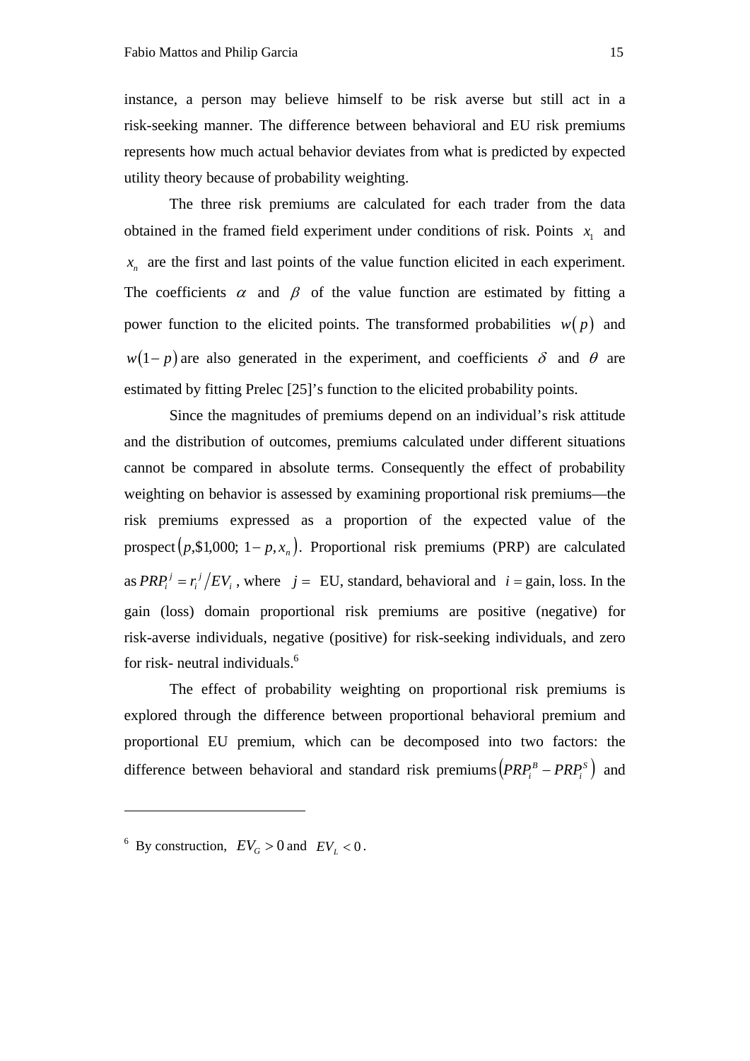instance, a person may believe himself to be risk averse but still act in a risk-seeking manner. The difference between behavioral and EU risk premiums represents how much actual behavior deviates from what is predicted by expected utility theory because of probability weighting.

The three risk premiums are calculated for each trader from the data obtained in the framed field experiment under conditions of risk. Points $x_1$ and $x_n$ are the first and last points of the value function elicited in each experiment. The coefficients $\alpha$ and $\beta$ of the value function are estimated by fitting a power function to the elicited points. The transformed probabilities $w(p)$ and $w(1-p)$ are also generated in the experiment, and coefficients $\delta$ and $\theta$ are estimated by fitting Prelec [25]'s function to the elicited probability points.

Since the magnitudes of premiums depend on an individual's risk attitude and the distribution of outcomes, premiums calculated under different situations cannot be compared in absolute terms. Consequently the effect of probability weighting on behavior is assessed by examining proportional risk premiums—the risk premiums expressed as a proportion of the expected value of the prospect $(p,\$1{,}000;\ 1-p, x_n)$. Proportional risk premiums (PRP) are calculated as $PRP_i^j = r_i^j / EV_i$, where $j=$ EU, standard, behavioral and $i=$ gain, loss. In the gain (loss) domain proportional risk premiums are positive (negative) for risk-averse individuals, negative (positive) for risk-seeking individuals, and zero for risk- neutral individuals.[6]

The effect of probability weighting on proportional risk premiums is explored through the difference between proportional behavioral premium and proportional EU premium, which can be decomposed into two factors: the difference between behavioral and standard risk premiums $\left(PRP_i^B - PRP_i^S\right)$ and

---

[6] By construction, $EV_G > 0$ and $EV_L < 0$.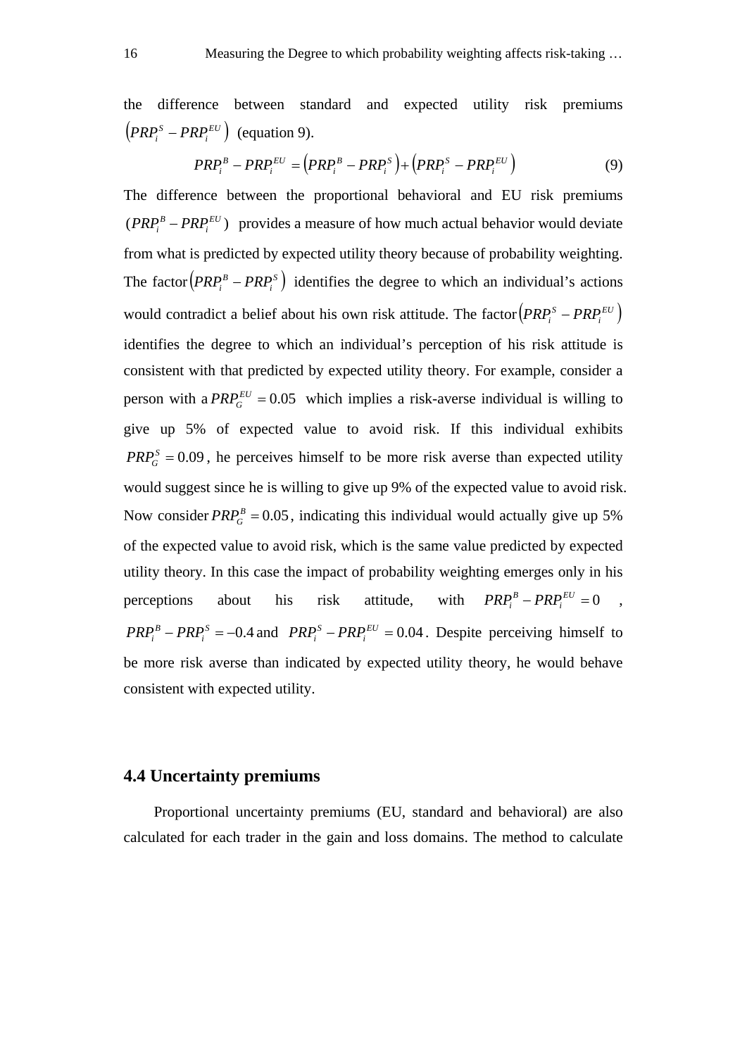the difference between standard and expected utility risk premiums $\left(PRP_i^S - PRP_i^{EU}\right)$ (equation 9).

$$PRP_i^B - PRP_i^{EU} = \left(PRP_i^B - PRP_i^S\right) + \left(PRP_i^S - PRP_i^{EU}\right) \tag{9}$$

The difference between the proportional behavioral and EU risk premiums $(PRP_i^B - PRP_i^{EU})$ provides a measure of how much actual behavior would deviate from what is predicted by expected utility theory because of probability weighting. The factor $\left(PRP_i^B - PRP_i^S\right)$ identifies the degree to which an individual's actions would contradict a belief about his own risk attitude. The factor $\left(PRP_i^S - PRP_i^{EU}\right)$ identifies the degree to which an individual's perception of his risk attitude is consistent with that predicted by expected utility theory. For example, consider a person with a $PRP_G^{EU} = 0.05$ which implies a risk-averse individual is willing to give up 5% of expected value to avoid risk. If this individual exhibits $PRP_G^S = 0.09$, he perceives himself to be more risk averse than expected utility would suggest since he is willing to give up 9% of the expected value to avoid risk. Now consider $PRP_G^B = 0.05$, indicating this individual would actually give up 5% of the expected value to avoid risk, which is the same value predicted by expected utility theory. In this case the impact of probability weighting emerges only in his perceptions about his risk attitude, with $PRP_i^B - PRP_i^{EU} = 0$, $PRP_i^B - PRP_i^S = -0.4$ and $PRP_i^S - PRP_i^{EU} = 0.04$. Despite perceiving himself to be more risk averse than indicated by expected utility theory, he would behave consistent with expected utility.

## 4.4 Uncertainty premiums

Proportional uncertainty premiums (EU, standard and behavioral) are also calculated for each trader in the gain and loss domains. The method to calculate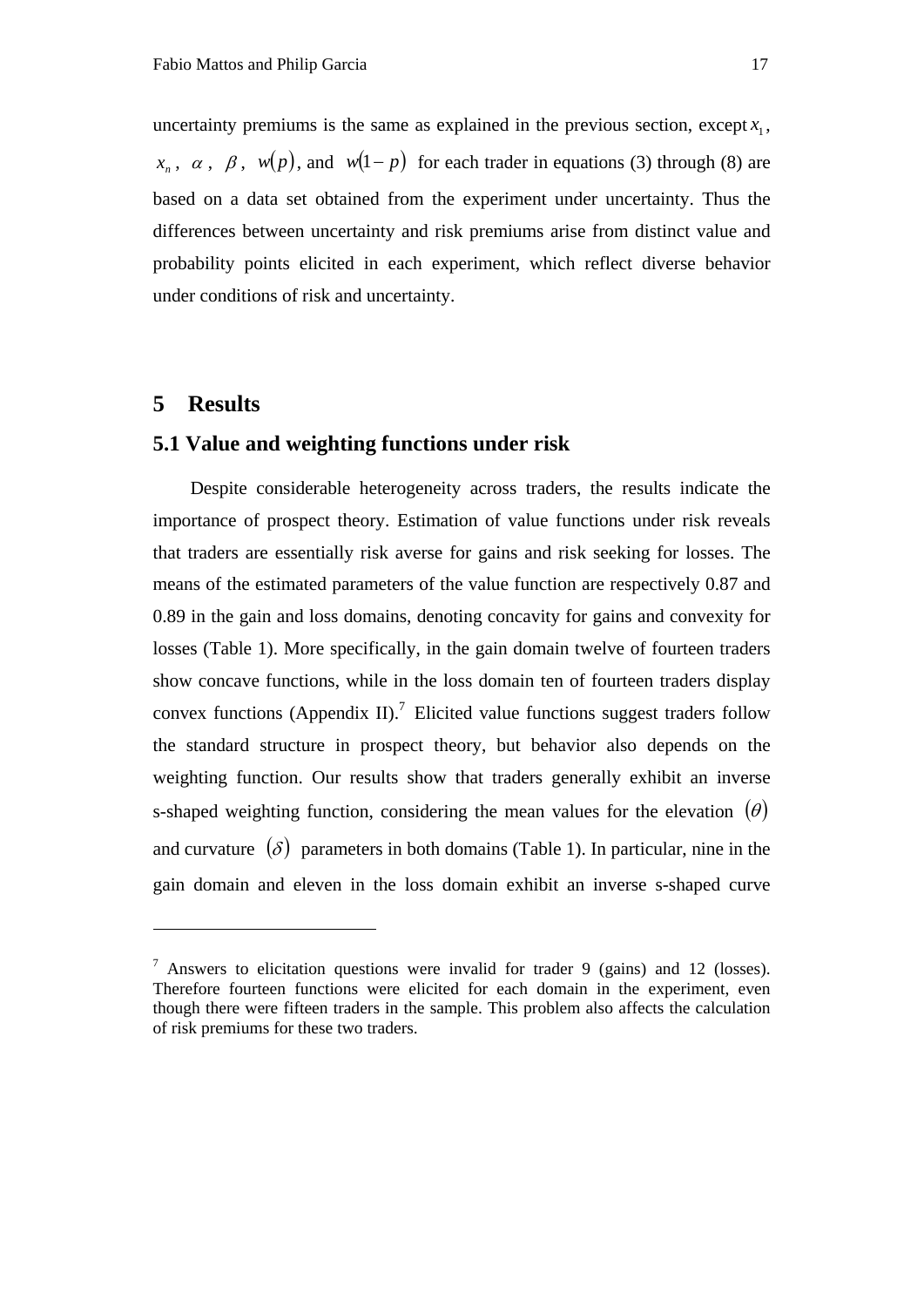uncertainty premiums is the same as explained in the previous section, except $x_1$, $x_n$, $\alpha$, $\beta$, $w(p)$, and $w(1-p)$ for each trader in equations (3) through (8) are based on a data set obtained from the experiment under uncertainty. Thus the differences between uncertainty and risk premiums arise from distinct value and probability points elicited in each experiment, which reflect diverse behavior under conditions of risk and uncertainty.

# 5 Results

## 5.1 Value and weighting functions under risk

Despite considerable heterogeneity across traders, the results indicate the importance of prospect theory. Estimation of value functions under risk reveals that traders are essentially risk averse for gains and risk seeking for losses. The means of the estimated parameters of the value function are respectively 0.87 and 0.89 in the gain and loss domains, denoting concavity for gains and convexity for losses (Table 1). More specifically, in the gain domain twelve of fourteen traders show concave functions, while in the loss domain ten of fourteen traders display convex functions (Appendix II).[7] Elicited value functions suggest traders follow the standard structure in prospect theory, but behavior also depends on the weighting function. Our results show that traders generally exhibit an inverse s-shaped weighting function, considering the mean values for the elevation $(\theta)$ and curvature $(\delta)$ parameters in both domains (Table 1). In particular, nine in the gain domain and eleven in the loss domain exhibit an inverse s-shaped curve

---

[7] Answers to elicitation questions were invalid for trader 9 (gains) and 12 (losses). Therefore fourteen functions were elicited for each domain in the experiment, even though there were fifteen traders in the sample. This problem also affects the calculation of risk premiums for these two traders.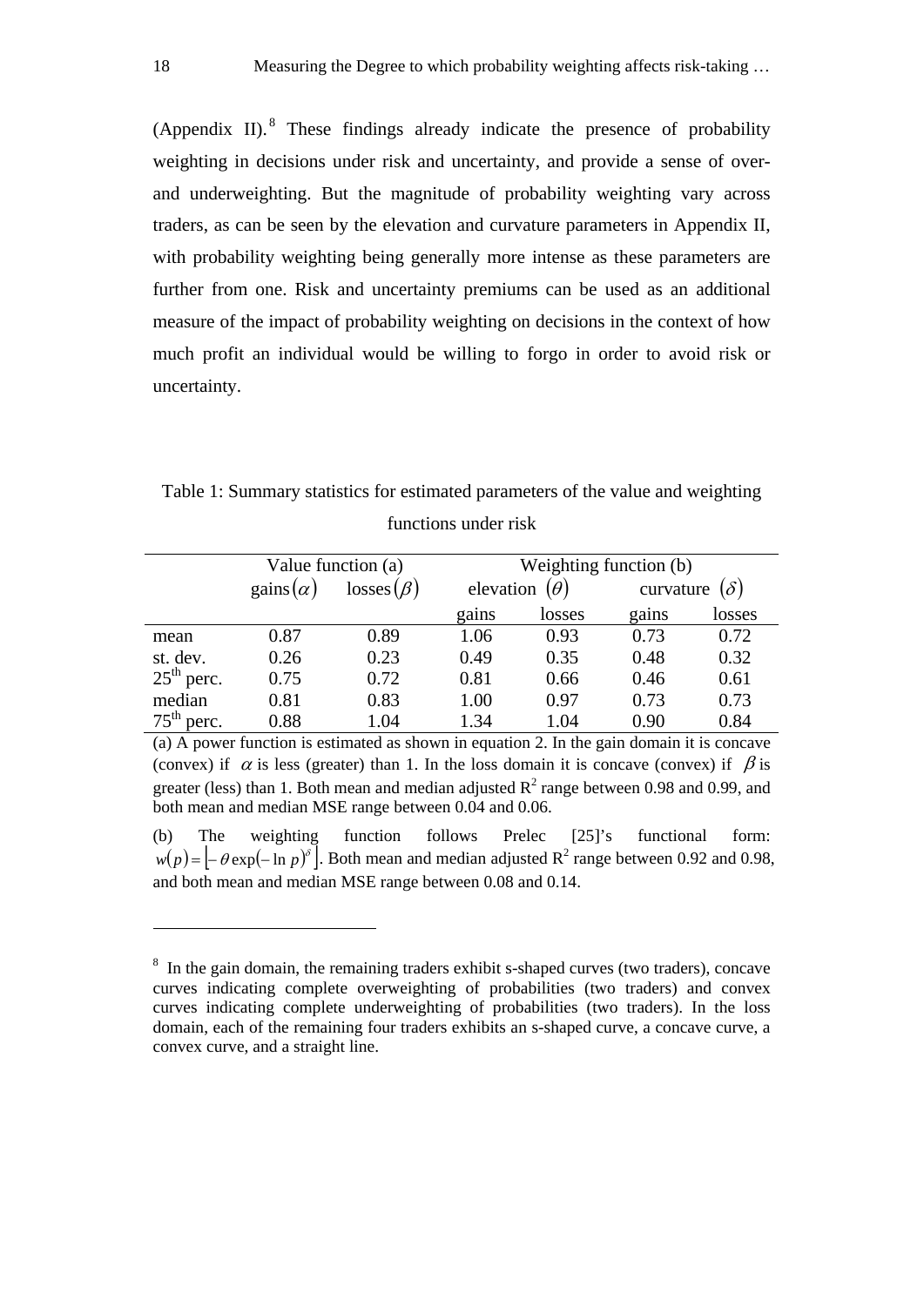(Appendix II).[8] These findings already indicate the presence of probability weighting in decisions under risk and uncertainty, and provide a sense of over- and underweighting. But the magnitude of probability weighting vary across traders, as can be seen by the elevation and curvature parameters in Appendix II, with probability weighting being generally more intense as these parameters are further from one. Risk and uncertainty premiums can be used as an additional measure of the impact of probability weighting on decisions in the context of how much profit an individual would be willing to forgo in order to avoid risk or uncertainty.

Table 1: Summary statistics for estimated parameters of the value and weighting functions under risk

| | Value function (a) | | Weighting function (b) | | | |
|---|---|---|---|---|---|---|
| | gains$(\alpha)$ | losses$(\beta)$ | elevation $(\theta)$ | | curvature $(\delta)$ | |
| | | | gains | losses | gains | losses |
| mean | 0.87 | 0.89 | 1.06 | 0.93 | 0.73 | 0.72 |
| st. dev. | 0.26 | 0.23 | 0.49 | 0.35 | 0.48 | 0.32 |
| 25th perc. | 0.75 | 0.72 | 0.81 | 0.66 | 0.46 | 0.61 |
| median | 0.81 | 0.83 | 1.00 | 0.97 | 0.73 | 0.73 |
| 75th perc. | 0.88 | 1.04 | 1.34 | 1.04 | 0.90 | 0.84 |

(a) A power function is estimated as shown in equation 2. In the gain domain it is concave (convex) if $\alpha$ is less (greater) than 1. In the loss domain it is concave (convex) if $\beta$ is greater (less) than 1. Both mean and median adjusted $R^2$ range between 0.98 and 0.99, and both mean and median MSE range between 0.04 and 0.06.

(b) The weighting function follows Prelec [25]'s functional form: $w(p) = \left[-\theta \exp(-\ln p)^{\delta}\right]$. Both mean and median adjusted $R^2$ range between 0.92 and 0.98, and both mean and median MSE range between 0.08 and 0.14.

[8] In the gain domain, the remaining traders exhibit s-shaped curves (two traders), concave curves indicating complete overweighting of probabilities (two traders) and convex curves indicating complete underweighting of probabilities (two traders). In the loss domain, each of the remaining four traders exhibits an s-shaped curve, a concave curve, a convex curve, and a straight line.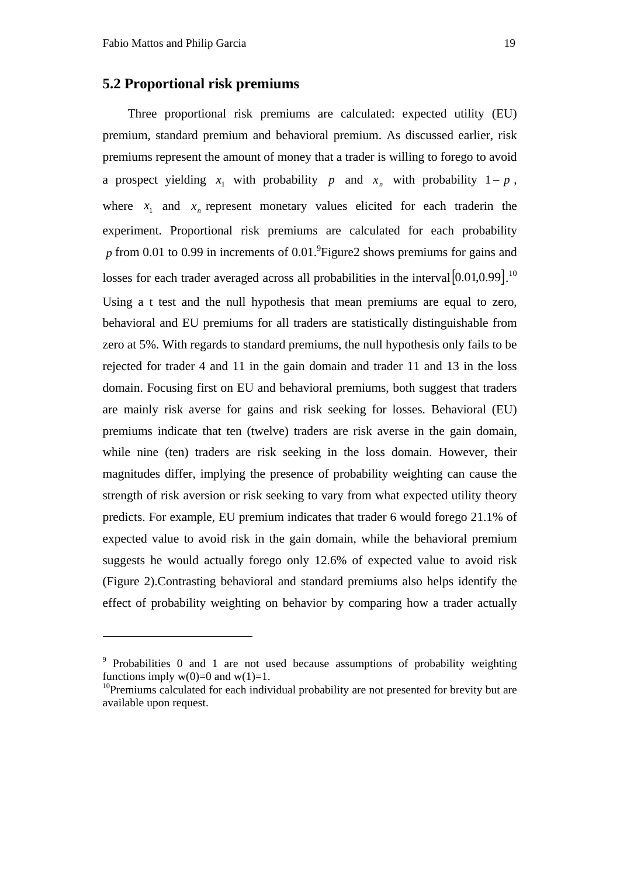## 5.2 Proportional risk premiums

Three proportional risk premiums are calculated: expected utility (EU) premium, standard premium and behavioral premium. As discussed earlier, risk premiums represent the amount of money that a trader is willing to forego to avoid a prospect yielding $x_1$ with probability $p$ and $x_n$ with probability $1-p$, where $x_1$ and $x_n$ represent monetary values elicited for each traderin the experiment. Proportional risk premiums are calculated for each probability $p$ from 0.01 to 0.99 in increments of 0.01.[9]Figure2 shows premiums for gains and losses for each trader averaged across all probabilities in the interval $[0.01, 0.99]$.[10] Using a t test and the null hypothesis that mean premiums are equal to zero, behavioral and EU premiums for all traders are statistically distinguishable from zero at 5%. With regards to standard premiums, the null hypothesis only fails to be rejected for trader 4 and 11 in the gain domain and trader 11 and 13 in the loss domain. Focusing first on EU and behavioral premiums, both suggest that traders are mainly risk averse for gains and risk seeking for losses. Behavioral (EU) premiums indicate that ten (twelve) traders are risk averse in the gain domain, while nine (ten) traders are risk seeking in the loss domain. However, their magnitudes differ, implying the presence of probability weighting can cause the strength of risk aversion or risk seeking to vary from what expected utility theory predicts. For example, EU premium indicates that trader 6 would forego 21.1% of expected value to avoid risk in the gain domain, while the behavioral premium suggests he would actually forego only 12.6% of expected value to avoid risk (Figure 2).Contrasting behavioral and standard premiums also helps identify the effect of probability weighting on behavior by comparing how a trader actually

---

[9] Probabilities 0 and 1 are not used because assumptions of probability weighting functions imply w(0)=0 and w(1)=1.

[10]Premiums calculated for each individual probability are not presented for brevity but are available upon request.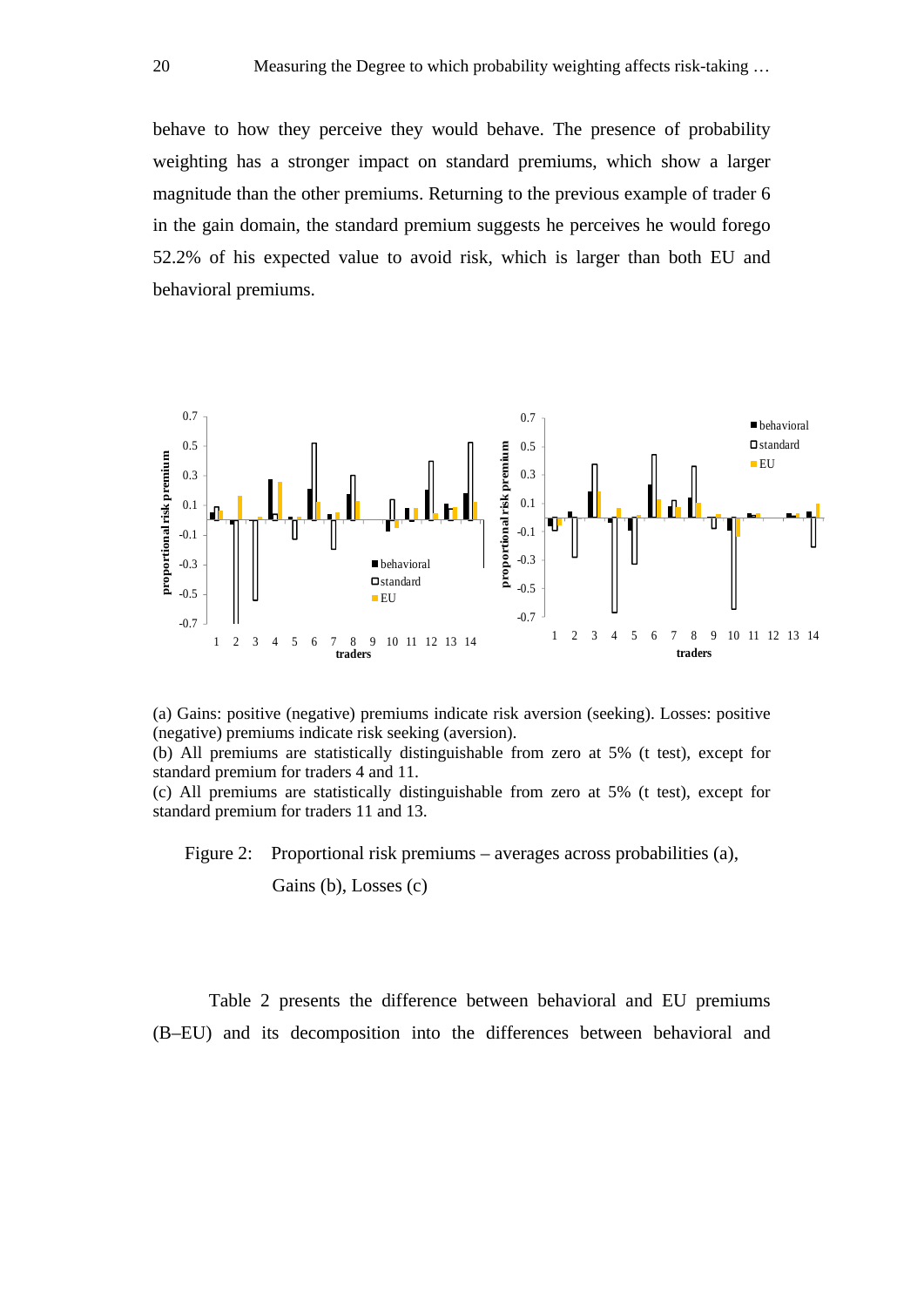behave to how they perceive they would behave. The presence of probability weighting has a stronger impact on standard premiums, which show a larger magnitude than the other premiums. Returning to the previous example of trader 6 in the gain domain, the standard premium suggests he perceives he would forego 52.2% of his expected value to avoid risk, which is larger than both EU and behavioral premiums.

(a) Gains: positive (negative) premiums indicate risk aversion (seeking). Losses: positive (negative) premiums indicate risk seeking (aversion).
(b) All premiums are statistically distinguishable from zero at 5% (t test), except for standard premium for traders 4 and 11.
(c) All premiums are statistically distinguishable from zero at 5% (t test), except for standard premium for traders 11 and 13.

Figure 2: Proportional risk premiums – averages across probabilities (a), Gains (b), Losses (c)

Table 2 presents the difference between behavioral and EU premiums (B–EU) and its decomposition into the differences between behavioral and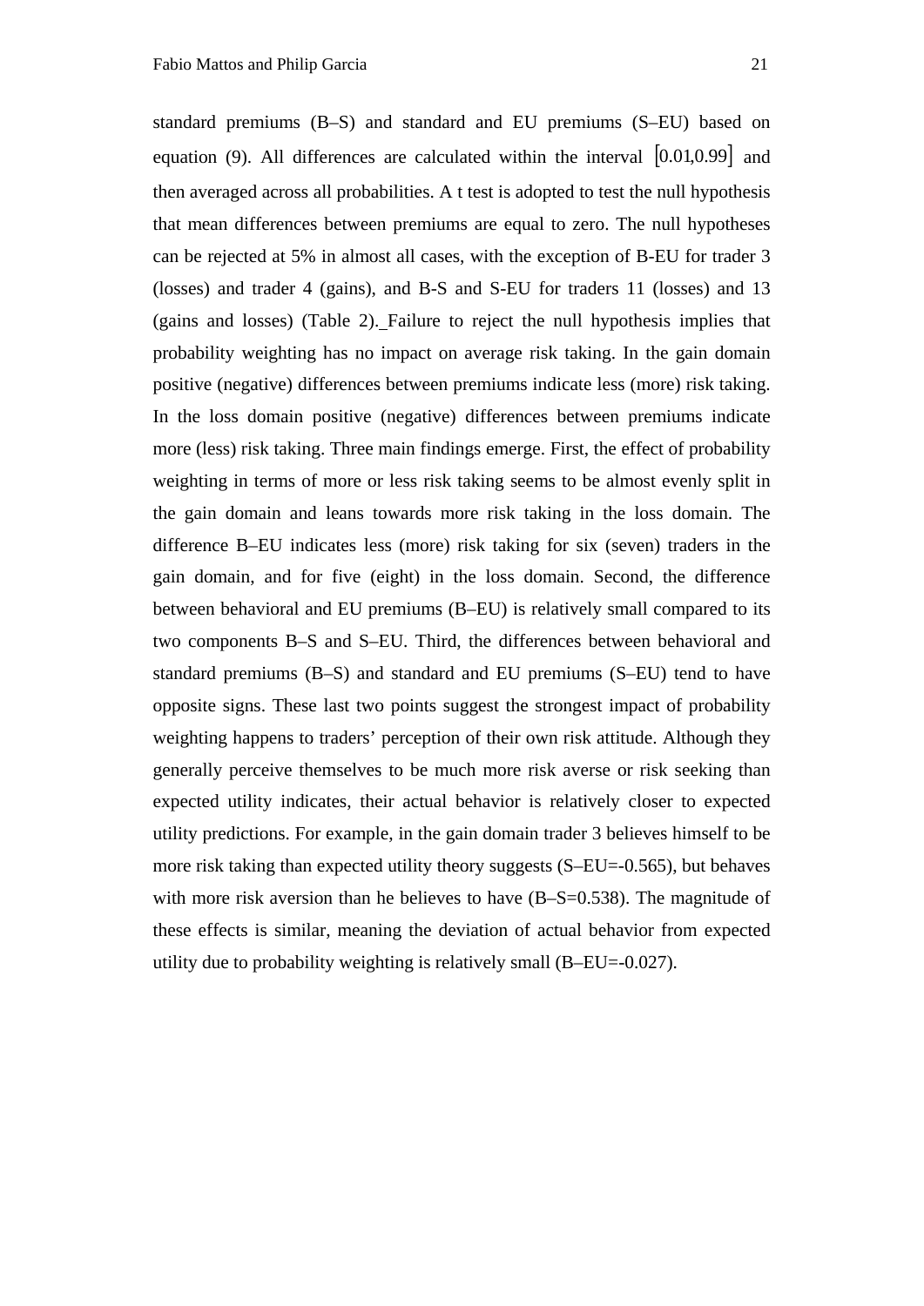standard premiums (B–S) and standard and EU premiums (S–EU) based on equation (9). All differences are calculated within the interval $[0.01, 0.99]$ and then averaged across all probabilities. A t test is adopted to test the null hypothesis that mean differences between premiums are equal to zero. The null hypotheses can be rejected at 5% in almost all cases, with the exception of B-EU for trader 3 (losses) and trader 4 (gains), and B-S and S-EU for traders 11 (losses) and 13 (gains and losses) (Table 2). Failure to reject the null hypothesis implies that probability weighting has no impact on average risk taking. In the gain domain positive (negative) differences between premiums indicate less (more) risk taking. In the loss domain positive (negative) differences between premiums indicate more (less) risk taking. Three main findings emerge. First, the effect of probability weighting in terms of more or less risk taking seems to be almost evenly split in the gain domain and leans towards more risk taking in the loss domain. The difference B–EU indicates less (more) risk taking for six (seven) traders in the gain domain, and for five (eight) in the loss domain. Second, the difference between behavioral and EU premiums (B–EU) is relatively small compared to its two components B–S and S–EU. Third, the differences between behavioral and standard premiums (B–S) and standard and EU premiums (S–EU) tend to have opposite signs. These last two points suggest the strongest impact of probability weighting happens to traders' perception of their own risk attitude. Although they generally perceive themselves to be much more risk averse or risk seeking than expected utility indicates, their actual behavior is relatively closer to expected utility predictions. For example, in the gain domain trader 3 believes himself to be more risk taking than expected utility theory suggests (S–EU=-0.565), but behaves with more risk aversion than he believes to have (B–S=0.538). The magnitude of these effects is similar, meaning the deviation of actual behavior from expected utility due to probability weighting is relatively small (B–EU=-0.027).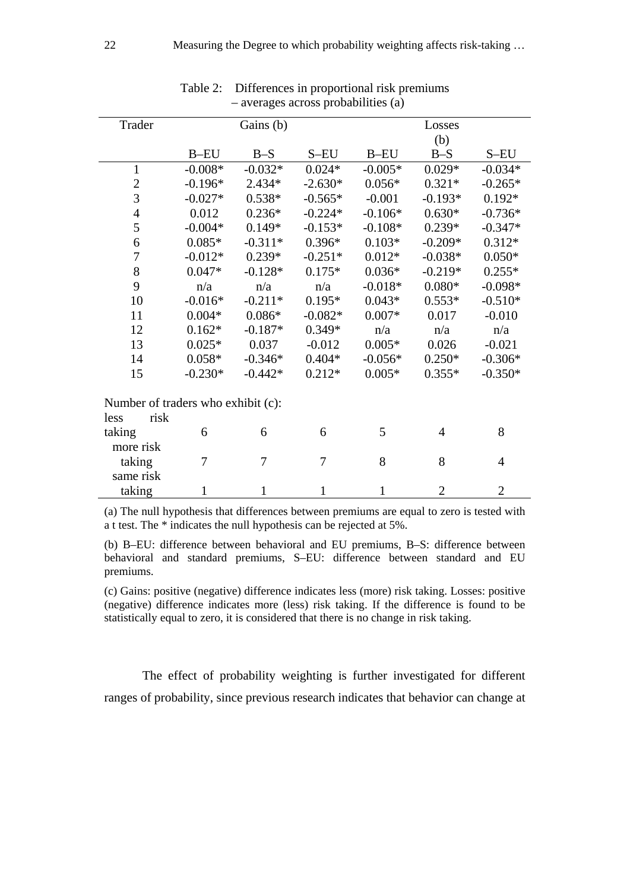Table 2: Differences in proportional risk premiums – averages across probabilities (a)

| Trader | Gains (b) | | | Losses (b) | | |
|---|---|---|---|---|---|---|
| | B–EU | B–S | S–EU | B–EU | B–S | S–EU |
| 1 | -0.008* | -0.032* | 0.024* | -0.005* | 0.029* | -0.034* |
| 2 | -0.196* | 2.434* | -2.630* | 0.056* | 0.321* | -0.265* |
| 3 | -0.027* | 0.538* | -0.565* | -0.001 | -0.193* | 0.192* |
| 4 | 0.012 | 0.236* | -0.224* | -0.106* | 0.630* | -0.736* |
| 5 | -0.004* | 0.149* | -0.153* | -0.108* | 0.239* | -0.347* |
| 6 | 0.085* | -0.311* | 0.396* | 0.103* | -0.209* | 0.312* |
| 7 | -0.012* | 0.239* | -0.251* | 0.012* | -0.038* | 0.050* |
| 8 | 0.047* | -0.128* | 0.175* | 0.036* | -0.219* | 0.255* |
| 9 | n/a | n/a | n/a | -0.018* | 0.080* | -0.098* |
| 10 | -0.016* | -0.211* | 0.195* | 0.043* | 0.553* | -0.510* |
| 11 | 0.004* | 0.086* | -0.082* | 0.007* | 0.017 | -0.010 |
| 12 | 0.162* | -0.187* | 0.349* | n/a | n/a | n/a |
| 13 | 0.025* | 0.037 | -0.012 | 0.005* | 0.026 | -0.021 |
| 14 | 0.058* | -0.346* | 0.404* | -0.056* | 0.250* | -0.306* |
| 15 | -0.230* | -0.442* | 0.212* | 0.005* | 0.355* | -0.350* |
| Number of traders who exhibit (c): | | | | | | |
| less risk taking | 6 | 6 | 6 | 5 | 4 | 8 |
| more risk taking | 7 | 7 | 7 | 8 | 8 | 4 |
| same risk taking | 1 | 1 | 1 | 1 | 2 | 2 |

(a) The null hypothesis that differences between premiums are equal to zero is tested with a t test. The * indicates the null hypothesis can be rejected at 5%.

(b) B–EU: difference between behavioral and EU premiums, B–S: difference between behavioral and standard premiums, S–EU: difference between standard and EU premiums.

(c) Gains: positive (negative) difference indicates less (more) risk taking. Losses: positive (negative) difference indicates more (less) risk taking. If the difference is found to be statistically equal to zero, it is considered that there is no change in risk taking.

The effect of probability weighting is further investigated for different ranges of probability, since previous research indicates that behavior can change at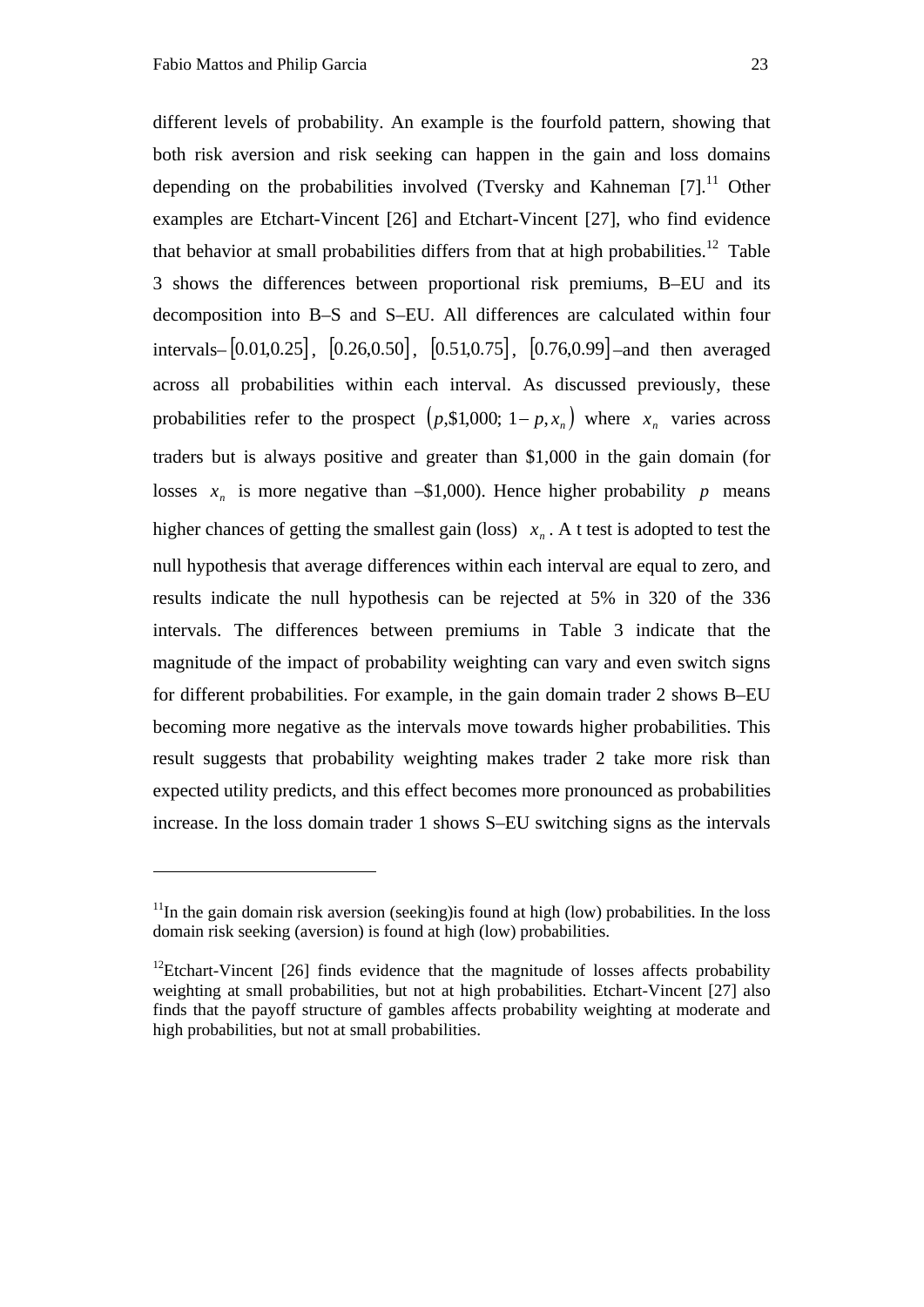different levels of probability. An example is the fourfold pattern, showing that both risk aversion and risk seeking can happen in the gain and loss domains depending on the probabilities involved (Tversky and Kahneman [7].[11] Other examples are Etchart-Vincent [26] and Etchart-Vincent [27], who find evidence that behavior at small probabilities differs from that at high probabilities.[12] Table 3 shows the differences between proportional risk premiums, B–EU and its decomposition into B–S and S–EU. All differences are calculated within four intervals– $[0.01, 0.25]$, $[0.26, 0.50]$, $[0.51, 0.75]$, $[0.76, 0.99]$ –and then averaged across all probabilities within each interval. As discussed previously, these probabilities refer to the prospect $(p, \$1{,}000;\ 1-p, x_n)$ where $x_n$ varies across traders but is always positive and greater than \$1,000 in the gain domain (for losses $x_n$ is more negative than –\$1,000). Hence higher probability $p$ means higher chances of getting the smallest gain (loss) $x_n$. A t test is adopted to test the null hypothesis that average differences within each interval are equal to zero, and results indicate the null hypothesis can be rejected at 5% in 320 of the 336 intervals. The differences between premiums in Table 3 indicate that the magnitude of the impact of probability weighting can vary and even switch signs for different probabilities. For example, in the gain domain trader 2 shows B–EU becoming more negative as the intervals move towards higher probabilities. This result suggests that probability weighting makes trader 2 take more risk than expected utility predicts, and this effect becomes more pronounced as probabilities increase. In the loss domain trader 1 shows S–EU switching signs as the intervals

---

[11] In the gain domain risk aversion (seeking)is found at high (low) probabilities. In the loss domain risk seeking (aversion) is found at high (low) probabilities.

[12] Etchart-Vincent [26] finds evidence that the magnitude of losses affects probability weighting at small probabilities, but not at high probabilities. Etchart-Vincent [27] also finds that the payoff structure of gambles affects probability weighting at moderate and high probabilities, but not at small probabilities.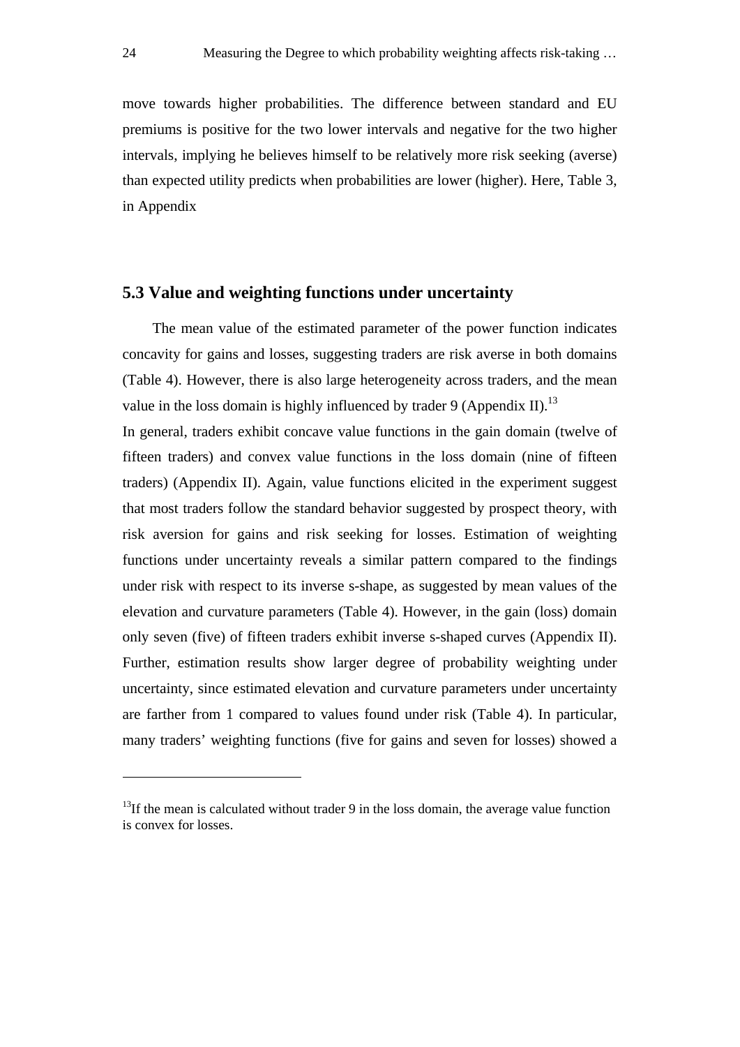move towards higher probabilities. The difference between standard and EU premiums is positive for the two lower intervals and negative for the two higher intervals, implying he believes himself to be relatively more risk seeking (averse) than expected utility predicts when probabilities are lower (higher). Here, Table 3, in Appendix

### 5.3 Value and weighting functions under uncertainty

The mean value of the estimated parameter of the power function indicates concavity for gains and losses, suggesting traders are risk averse in both domains (Table 4). However, there is also large heterogeneity across traders, and the mean value in the loss domain is highly influenced by trader 9 (Appendix II).[13]

In general, traders exhibit concave value functions in the gain domain (twelve of fifteen traders) and convex value functions in the loss domain (nine of fifteen traders) (Appendix II). Again, value functions elicited in the experiment suggest that most traders follow the standard behavior suggested by prospect theory, with risk aversion for gains and risk seeking for losses. Estimation of weighting functions under uncertainty reveals a similar pattern compared to the findings under risk with respect to its inverse s-shape, as suggested by mean values of the elevation and curvature parameters (Table 4). However, in the gain (loss) domain only seven (five) of fifteen traders exhibit inverse s-shaped curves (Appendix II). Further, estimation results show larger degree of probability weighting under uncertainty, since estimated elevation and curvature parameters under uncertainty are farther from 1 compared to values found under risk (Table 4). In particular, many traders' weighting functions (five for gains and seven for losses) showed a

---

[13] If the mean is calculated without trader 9 in the loss domain, the average value function is convex for losses.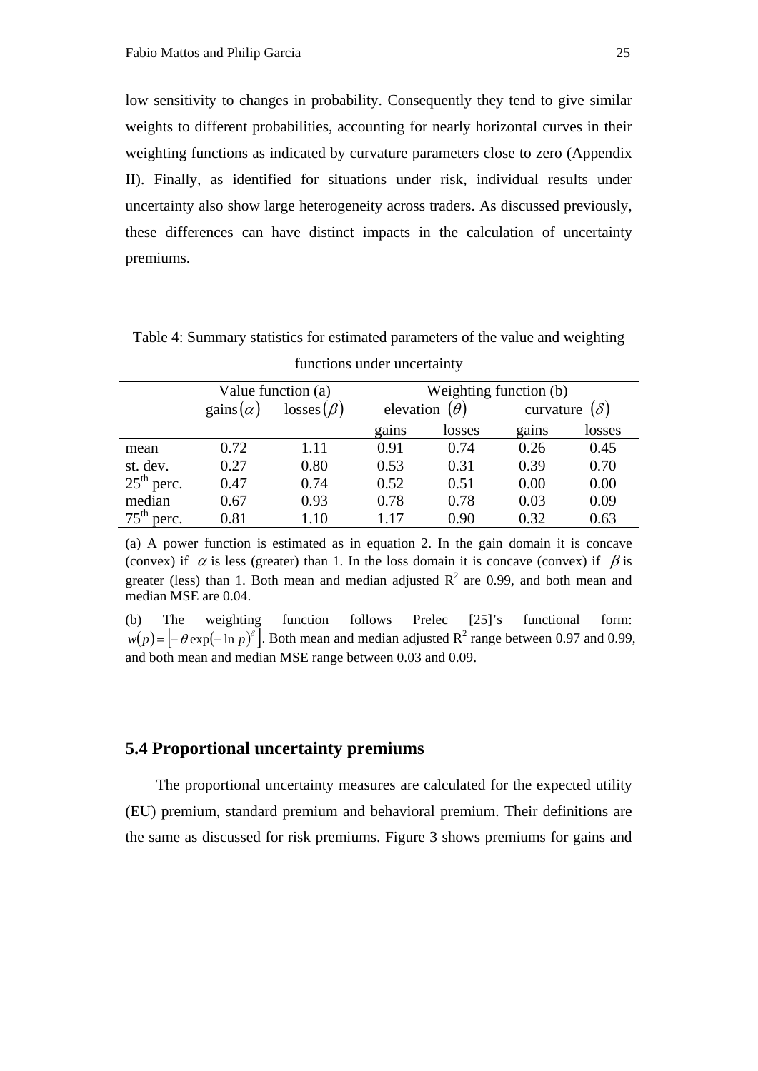low sensitivity to changes in probability. Consequently they tend to give similar weights to different probabilities, accounting for nearly horizontal curves in their weighting functions as indicated by curvature parameters close to zero (Appendix II). Finally, as identified for situations under risk, individual results under uncertainty also show large heterogeneity across traders. As discussed previously, these differences can have distinct impacts in the calculation of uncertainty premiums.

Table 4: Summary statistics for estimated parameters of the value and weighting functions under uncertainty

| | Value function (a) | | Weighting function (b) | | | |
|---|---|---|---|---|---|---|
| | gains$(\alpha)$ | losses$(\beta)$ | elevation $(\theta)$ | | curvature $(\delta)$ | |
| | | | gains | losses | gains | losses |
| mean | 0.72 | 1.11 | 0.91 | 0.74 | 0.26 | 0.45 |
| st. dev. | 0.27 | 0.80 | 0.53 | 0.31 | 0.39 | 0.70 |
| $25^{th}$ perc. | 0.47 | 0.74 | 0.52 | 0.51 | 0.00 | 0.00 |
| median | 0.67 | 0.93 | 0.78 | 0.78 | 0.03 | 0.09 |
| $75^{th}$ perc. | 0.81 | 1.10 | 1.17 | 0.90 | 0.32 | 0.63 |

(a) A power function is estimated as in equation 2. In the gain domain it is concave (convex) if $\alpha$ is less (greater) than 1. In the loss domain it is concave (convex) if $\beta$ is greater (less) than 1. Both mean and median adjusted $R^2$ are 0.99, and both mean and median MSE are 0.04.

(b) The weighting function follows Prelec [25]'s functional form: $w(p) = \left[-\theta \exp(-\ln p)^{\delta}\right]$. Both mean and median adjusted $R^2$ range between 0.97 and 0.99, and both mean and median MSE range between 0.03 and 0.09.

### 5.4 Proportional uncertainty premiums

The proportional uncertainty measures are calculated for the expected utility (EU) premium, standard premium and behavioral premium. Their definitions are the same as discussed for risk premiums. Figure 3 shows premiums for gains and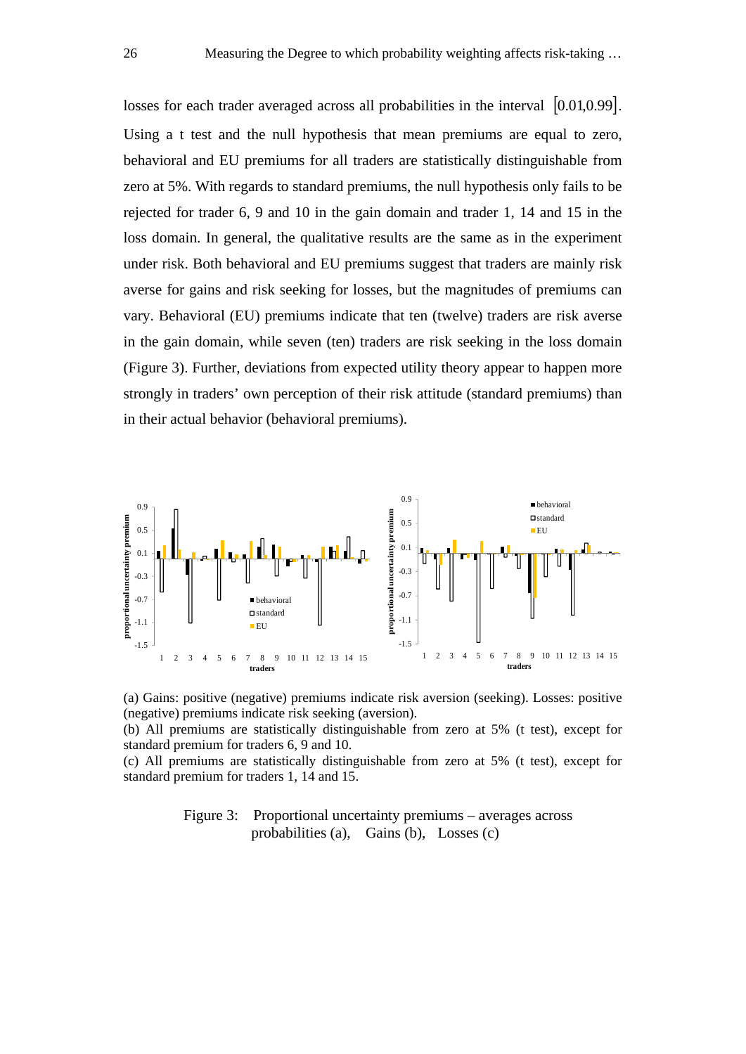losses for each trader averaged across all probabilities in the interval $[0.01, 0.99]$. Using a t test and the null hypothesis that mean premiums are equal to zero, behavioral and EU premiums for all traders are statistically distinguishable from zero at 5%. With regards to standard premiums, the null hypothesis only fails to be rejected for trader 6, 9 and 10 in the gain domain and trader 1, 14 and 15 in the loss domain. In general, the qualitative results are the same as in the experiment under risk. Both behavioral and EU premiums suggest that traders are mainly risk averse for gains and risk seeking for losses, but the magnitudes of premiums can vary. Behavioral (EU) premiums indicate that ten (twelve) traders are risk averse in the gain domain, while seven (ten) traders are risk seeking in the loss domain (Figure 3). Further, deviations from expected utility theory appear to happen more strongly in traders' own perception of their risk attitude (standard premiums) than in their actual behavior (behavioral premiums).

(a) Gains: positive (negative) premiums indicate risk aversion (seeking). Losses: positive (negative) premiums indicate risk seeking (aversion).

(b) All premiums are statistically distinguishable from zero at 5% (t test), except for standard premium for traders 6, 9 and 10.

(c) All premiums are statistically distinguishable from zero at 5% (t test), except for standard premium for traders 1, 14 and 15.

Figure 3: Proportional uncertainty premiums – averages across probabilities (a), Gains (b), Losses (c)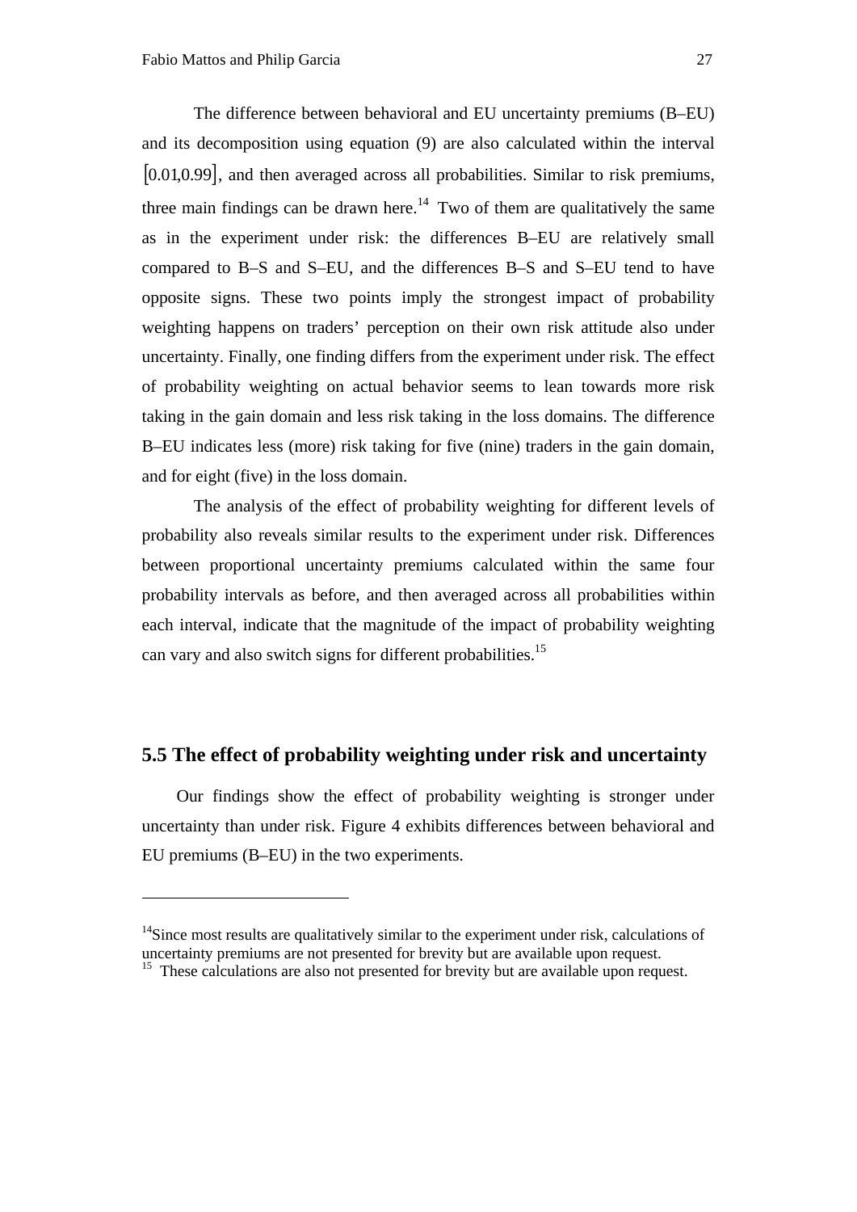The difference between behavioral and EU uncertainty premiums (B–EU) and its decomposition using equation (9) are also calculated within the interval $[0.01, 0.99]$, and then averaged across all probabilities. Similar to risk premiums, three main findings can be drawn here.[14] Two of them are qualitatively the same as in the experiment under risk: the differences B–EU are relatively small compared to B–S and S–EU, and the differences B–S and S–EU tend to have opposite signs. These two points imply the strongest impact of probability weighting happens on traders' perception on their own risk attitude also under uncertainty. Finally, one finding differs from the experiment under risk. The effect of probability weighting on actual behavior seems to lean towards more risk taking in the gain domain and less risk taking in the loss domains. The difference B–EU indicates less (more) risk taking for five (nine) traders in the gain domain, and for eight (five) in the loss domain.

The analysis of the effect of probability weighting for different levels of probability also reveals similar results to the experiment under risk. Differences between proportional uncertainty premiums calculated within the same four probability intervals as before, and then averaged across all probabilities within each interval, indicate that the magnitude of the impact of probability weighting can vary and also switch signs for different probabilities.[15]

### 5.5 The effect of probability weighting under risk and uncertainty

Our findings show the effect of probability weighting is stronger under uncertainty than under risk. Figure 4 exhibits differences between behavioral and EU premiums (B–EU) in the two experiments.

---

[14] Since most results are qualitatively similar to the experiment under risk, calculations of uncertainty premiums are not presented for brevity but are available upon request.

[15] These calculations are also not presented for brevity but are available upon request.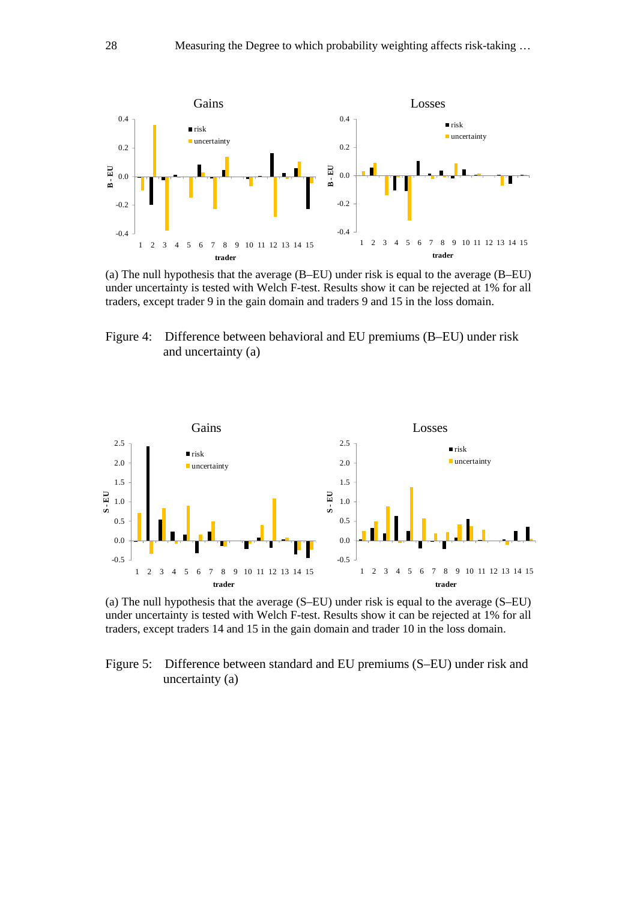(a) The null hypothesis that the average (B–EU) under risk is equal to the average (B–EU) under uncertainty is tested with Welch F-test. Results show it can be rejected at 1% for all traders, except trader 9 in the gain domain and traders 9 and 15 in the loss domain.

Figure 4: Difference between behavioral and EU premiums (B–EU) under risk and uncertainty (a)

(a) The null hypothesis that the average (S–EU) under risk is equal to the average (S–EU) under uncertainty is tested with Welch F-test. Results show it can be rejected at 1% for all traders, except traders 14 and 15 in the gain domain and trader 10 in the loss domain.

Figure 5: Difference between standard and EU premiums (S–EU) under risk and uncertainty (a)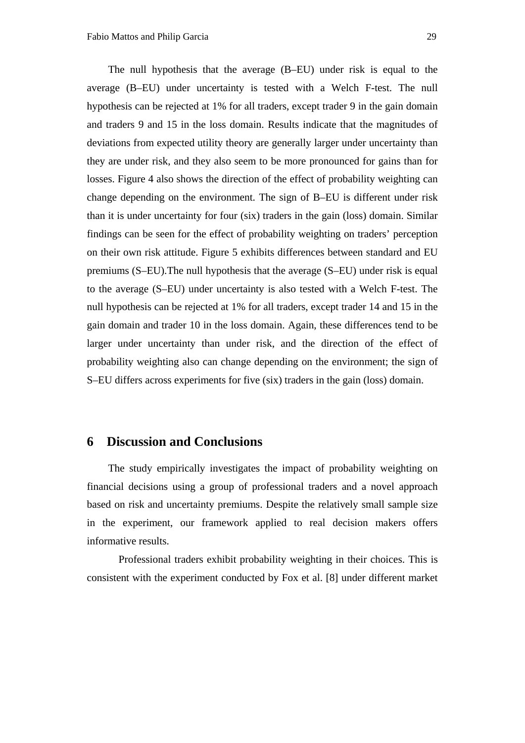The null hypothesis that the average (B–EU) under risk is equal to the average (B–EU) under uncertainty is tested with a Welch F-test. The null hypothesis can be rejected at 1% for all traders, except trader 9 in the gain domain and traders 9 and 15 in the loss domain. Results indicate that the magnitudes of deviations from expected utility theory are generally larger under uncertainty than they are under risk, and they also seem to be more pronounced for gains than for losses. Figure 4 also shows the direction of the effect of probability weighting can change depending on the environment. The sign of B–EU is different under risk than it is under uncertainty for four (six) traders in the gain (loss) domain. Similar findings can be seen for the effect of probability weighting on traders' perception on their own risk attitude. Figure 5 exhibits differences between standard and EU premiums (S–EU).The null hypothesis that the average (S–EU) under risk is equal to the average (S–EU) under uncertainty is also tested with a Welch F-test. The null hypothesis can be rejected at 1% for all traders, except trader 14 and 15 in the gain domain and trader 10 in the loss domain. Again, these differences tend to be larger under uncertainty than under risk, and the direction of the effect of probability weighting also can change depending on the environment; the sign of S–EU differs across experiments for five (six) traders in the gain (loss) domain.

## 6 Discussion and Conclusions

The study empirically investigates the impact of probability weighting on financial decisions using a group of professional traders and a novel approach based on risk and uncertainty premiums. Despite the relatively small sample size in the experiment, our framework applied to real decision makers offers informative results.

Professional traders exhibit probability weighting in their choices. This is consistent with the experiment conducted by Fox et al. [8] under different market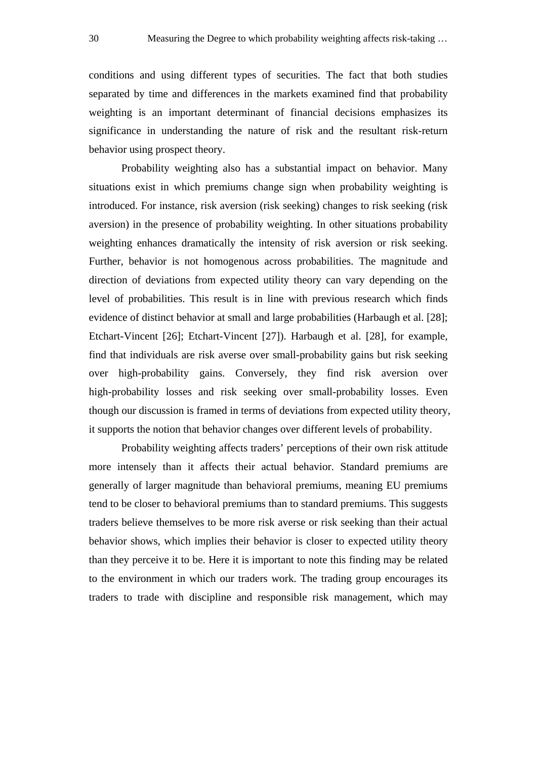conditions and using different types of securities. The fact that both studies separated by time and differences in the markets examined find that probability weighting is an important determinant of financial decisions emphasizes its significance in understanding the nature of risk and the resultant risk-return behavior using prospect theory.

Probability weighting also has a substantial impact on behavior. Many situations exist in which premiums change sign when probability weighting is introduced. For instance, risk aversion (risk seeking) changes to risk seeking (risk aversion) in the presence of probability weighting. In other situations probability weighting enhances dramatically the intensity of risk aversion or risk seeking. Further, behavior is not homogenous across probabilities. The magnitude and direction of deviations from expected utility theory can vary depending on the level of probabilities. This result is in line with previous research which finds evidence of distinct behavior at small and large probabilities (Harbaugh et al. [28]; Etchart-Vincent [26]; Etchart-Vincent [27]). Harbaugh et al. [28], for example, find that individuals are risk averse over small-probability gains but risk seeking over high-probability gains. Conversely, they find risk aversion over high-probability losses and risk seeking over small-probability losses. Even though our discussion is framed in terms of deviations from expected utility theory, it supports the notion that behavior changes over different levels of probability.

Probability weighting affects traders' perceptions of their own risk attitude more intensely than it affects their actual behavior. Standard premiums are generally of larger magnitude than behavioral premiums, meaning EU premiums tend to be closer to behavioral premiums than to standard premiums. This suggests traders believe themselves to be more risk averse or risk seeking than their actual behavior shows, which implies their behavior is closer to expected utility theory than they perceive it to be. Here it is important to note this finding may be related to the environment in which our traders work. The trading group encourages its traders to trade with discipline and responsible risk management, which may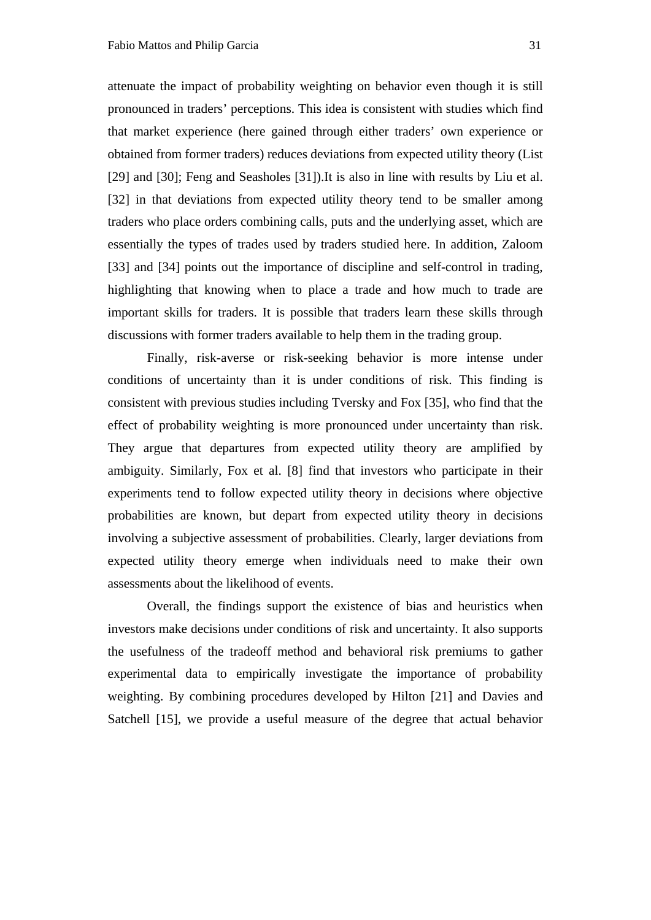attenuate the impact of probability weighting on behavior even though it is still pronounced in traders' perceptions. This idea is consistent with studies which find that market experience (here gained through either traders' own experience or obtained from former traders) reduces deviations from expected utility theory (List [29] and [30]; Feng and Seasholes [31]).It is also in line with results by Liu et al. [32] in that deviations from expected utility theory tend to be smaller among traders who place orders combining calls, puts and the underlying asset, which are essentially the types of trades used by traders studied here. In addition, Zaloom [33] and [34] points out the importance of discipline and self-control in trading, highlighting that knowing when to place a trade and how much to trade are important skills for traders. It is possible that traders learn these skills through discussions with former traders available to help them in the trading group.

Finally, risk-averse or risk-seeking behavior is more intense under conditions of uncertainty than it is under conditions of risk. This finding is consistent with previous studies including Tversky and Fox [35], who find that the effect of probability weighting is more pronounced under uncertainty than risk. They argue that departures from expected utility theory are amplified by ambiguity. Similarly, Fox et al. [8] find that investors who participate in their experiments tend to follow expected utility theory in decisions where objective probabilities are known, but depart from expected utility theory in decisions involving a subjective assessment of probabilities. Clearly, larger deviations from expected utility theory emerge when individuals need to make their own assessments about the likelihood of events.

Overall, the findings support the existence of bias and heuristics when investors make decisions under conditions of risk and uncertainty. It also supports the usefulness of the tradeoff method and behavioral risk premiums to gather experimental data to empirically investigate the importance of probability weighting. By combining procedures developed by Hilton [21] and Davies and Satchell [15], we provide a useful measure of the degree that actual behavior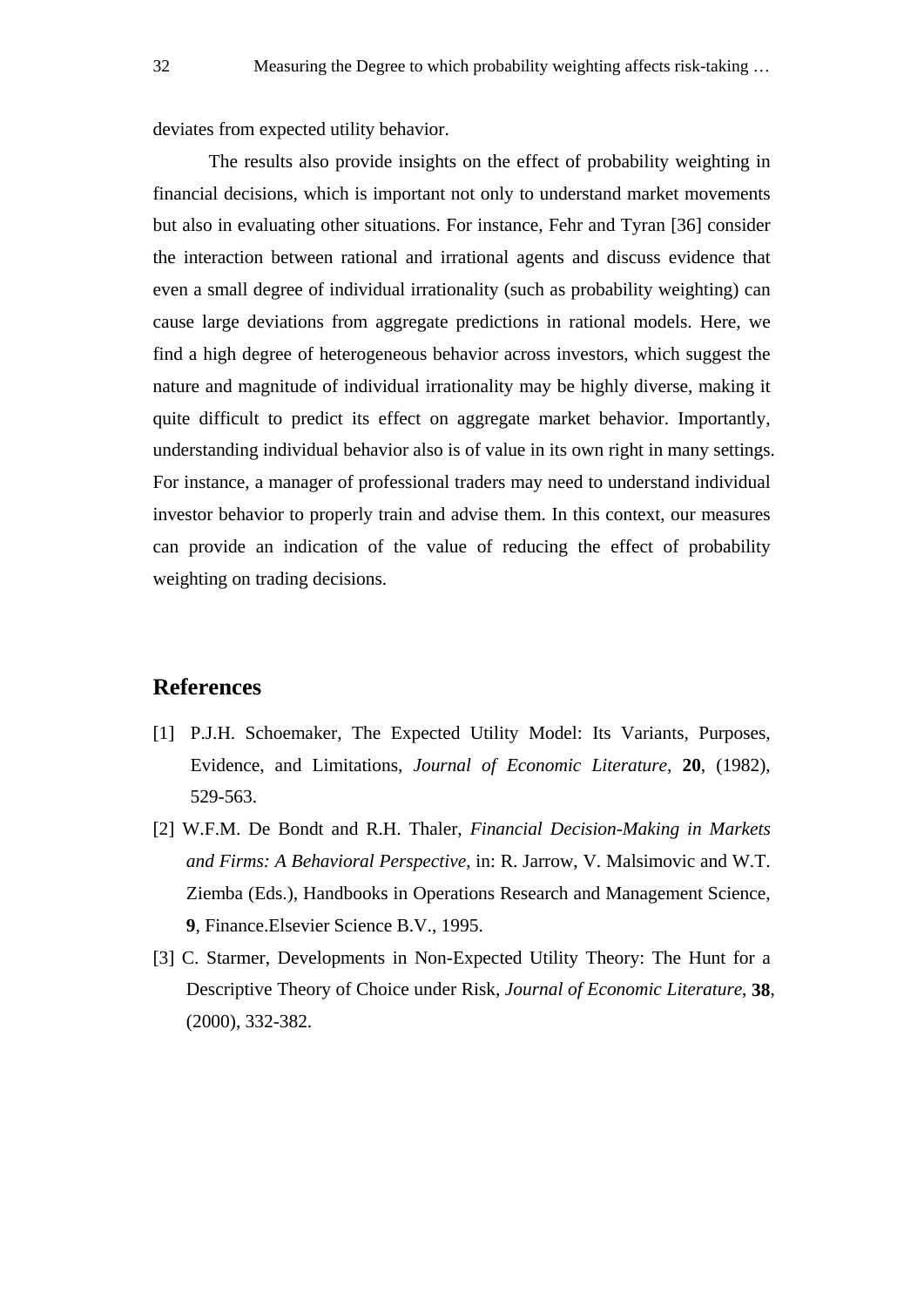deviates from expected utility behavior.

The results also provide insights on the effect of probability weighting in financial decisions, which is important not only to understand market movements but also in evaluating other situations. For instance, Fehr and Tyran [36] consider the interaction between rational and irrational agents and discuss evidence that even a small degree of individual irrationality (such as probability weighting) can cause large deviations from aggregate predictions in rational models. Here, we find a high degree of heterogeneous behavior across investors, which suggest the nature and magnitude of individual irrationality may be highly diverse, making it quite difficult to predict its effect on aggregate market behavior. Importantly, understanding individual behavior also is of value in its own right in many settings. For instance, a manager of professional traders may need to understand individual investor behavior to properly train and advise them. In this context, our measures can provide an indication of the value of reducing the effect of probability weighting on trading decisions.

## References

[1] P.J.H. Schoemaker, The Expected Utility Model: Its Variants, Purposes, Evidence, and Limitations, *Journal of Economic Literature*, **20**, (1982), 529-563.

[2] W.F.M. De Bondt and R.H. Thaler, *Financial Decision-Making in Markets and Firms: A Behavioral Perspective*, in: R. Jarrow, V. Malsimovic and W.T. Ziemba (Eds.), Handbooks in Operations Research and Management Science, **9**, Finance.Elsevier Science B.V., 1995.

[3] C. Starmer, Developments in Non-Expected Utility Theory: The Hunt for a Descriptive Theory of Choice under Risk, *Journal of Economic Literature*, **38**, (2000), 332-382.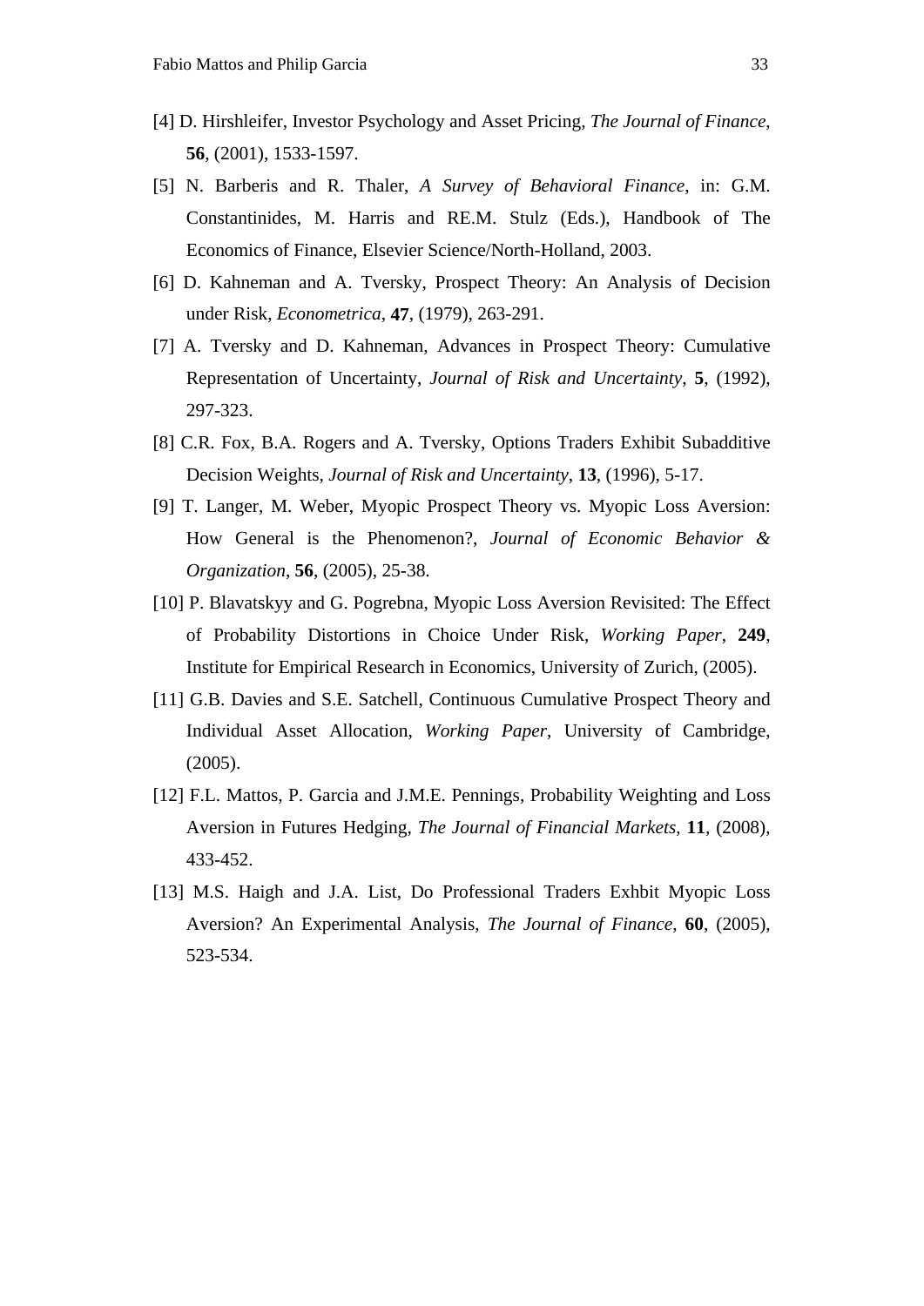[4] D. Hirshleifer, Investor Psychology and Asset Pricing, *The Journal of Finance*, **56**, (2001), 1533-1597.

[5] N. Barberis and R. Thaler, *A Survey of Behavioral Finance*, in: G.M. Constantinides, M. Harris and RE.M. Stulz (Eds.), Handbook of The Economics of Finance, Elsevier Science/North-Holland, 2003.

[6] D. Kahneman and A. Tversky, Prospect Theory: An Analysis of Decision under Risk, *Econometrica*, **47**, (1979), 263-291.

[7] A. Tversky and D. Kahneman, Advances in Prospect Theory: Cumulative Representation of Uncertainty, *Journal of Risk and Uncertainty*, **5**, (1992), 297-323.

[8] C.R. Fox, B.A. Rogers and A. Tversky, Options Traders Exhibit Subadditive Decision Weights, *Journal of Risk and Uncertainty*, **13**, (1996), 5-17.

[9] T. Langer, M. Weber, Myopic Prospect Theory vs. Myopic Loss Aversion: How General is the Phenomenon?, *Journal of Economic Behavior & Organization*, **56**, (2005), 25-38.

[10] P. Blavatskyy and G. Pogrebna, Myopic Loss Aversion Revisited: The Effect of Probability Distortions in Choice Under Risk, *Working Paper*, **249**, Institute for Empirical Research in Economics, University of Zurich, (2005).

[11] G.B. Davies and S.E. Satchell, Continuous Cumulative Prospect Theory and Individual Asset Allocation, *Working Paper*, University of Cambridge, (2005).

[12] F.L. Mattos, P. Garcia and J.M.E. Pennings, Probability Weighting and Loss Aversion in Futures Hedging, *The Journal of Financial Markets*, **11**, (2008), 433-452.

[13] M.S. Haigh and J.A. List, Do Professional Traders Exhbit Myopic Loss Aversion? An Experimental Analysis, *The Journal of Finance*, **60**, (2005), 523-534.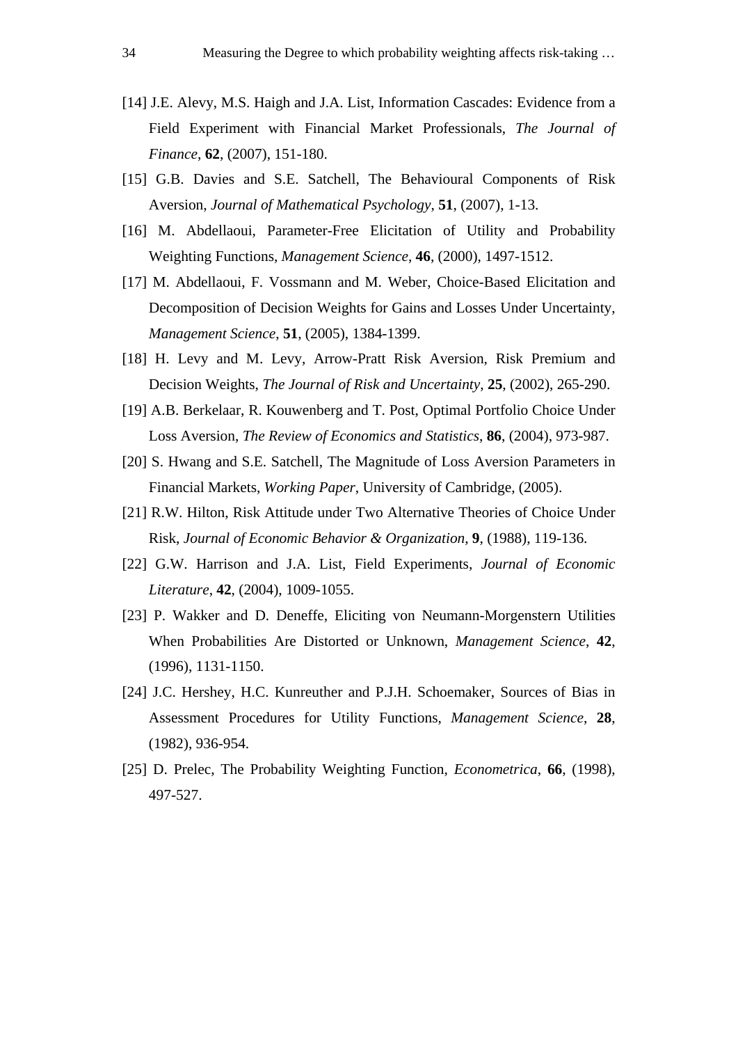[14] J.E. Alevy, M.S. Haigh and J.A. List, Information Cascades: Evidence from a Field Experiment with Financial Market Professionals, *The Journal of Finance*, **62**, (2007), 151-180.

[15] G.B. Davies and S.E. Satchell, The Behavioural Components of Risk Aversion, *Journal of Mathematical Psychology*, **51**, (2007), 1-13.

[16] M. Abdellaoui, Parameter-Free Elicitation of Utility and Probability Weighting Functions, *Management Science*, **46**, (2000), 1497-1512.

[17] M. Abdellaoui, F. Vossmann and M. Weber, Choice-Based Elicitation and Decomposition of Decision Weights for Gains and Losses Under Uncertainty, *Management Science*, **51**, (2005), 1384-1399.

[18] H. Levy and M. Levy, Arrow-Pratt Risk Aversion, Risk Premium and Decision Weights, *The Journal of Risk and Uncertainty*, **25**, (2002), 265-290.

[19] A.B. Berkelaar, R. Kouwenberg and T. Post, Optimal Portfolio Choice Under Loss Aversion, *The Review of Economics and Statistics*, **86**, (2004), 973-987.

[20] S. Hwang and S.E. Satchell, The Magnitude of Loss Aversion Parameters in Financial Markets, *Working Paper*, University of Cambridge, (2005).

[21] R.W. Hilton, Risk Attitude under Two Alternative Theories of Choice Under Risk, *Journal of Economic Behavior & Organization*, **9**, (1988), 119-136.

[22] G.W. Harrison and J.A. List, Field Experiments, *Journal of Economic Literature*, **42**, (2004), 1009-1055.

[23] P. Wakker and D. Deneffe, Eliciting von Neumann-Morgenstern Utilities When Probabilities Are Distorted or Unknown, *Management Science*, **42**, (1996), 1131-1150.

[24] J.C. Hershey, H.C. Kunreuther and P.J.H. Schoemaker, Sources of Bias in Assessment Procedures for Utility Functions, *Management Science*, **28**, (1982), 936-954.

[25] D. Prelec, The Probability Weighting Function, *Econometrica*, **66**, (1998), 497-527.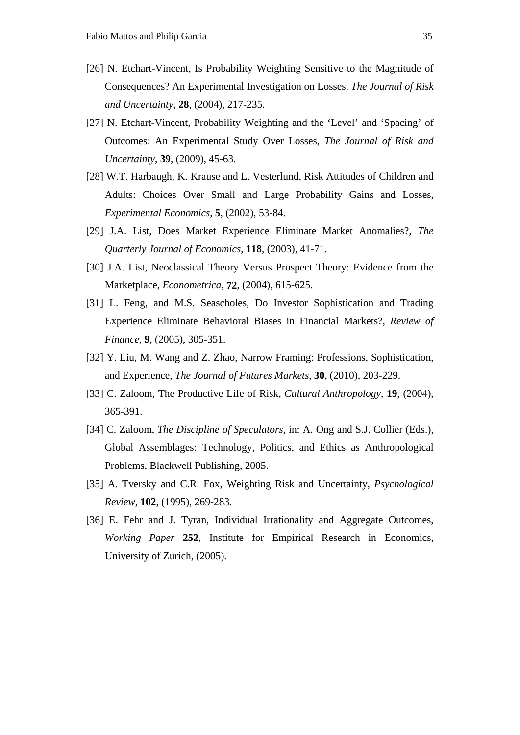[26] N. Etchart-Vincent, Is Probability Weighting Sensitive to the Magnitude of Consequences? An Experimental Investigation on Losses, *The Journal of Risk and Uncertainty*, **28**, (2004), 217-235.

[27] N. Etchart-Vincent, Probability Weighting and the 'Level' and 'Spacing' of Outcomes: An Experimental Study Over Losses, *The Journal of Risk and Uncertainty*, **39**, (2009), 45-63.

[28] W.T. Harbaugh, K. Krause and L. Vesterlund, Risk Attitudes of Children and Adults: Choices Over Small and Large Probability Gains and Losses, *Experimental Economics*, **5**, (2002), 53-84.

[29] J.A. List, Does Market Experience Eliminate Market Anomalies?, *The Quarterly Journal of Economics*, **118**, (2003), 41-71.

[30] J.A. List, Neoclassical Theory Versus Prospect Theory: Evidence from the Marketplace, *Econometrica*, **72**, (2004), 615-625.

[31] L. Feng, and M.S. Seascholes, Do Investor Sophistication and Trading Experience Eliminate Behavioral Biases in Financial Markets?, *Review of Finance*, **9**, (2005), 305-351.

[32] Y. Liu, M. Wang and Z. Zhao, Narrow Framing: Professions, Sophistication, and Experience, *The Journal of Futures Markets*, **30**, (2010), 203-229.

[33] C. Zaloom, The Productive Life of Risk, *Cultural Anthropology*, **19**, (2004), 365-391.

[34] C. Zaloom, *The Discipline of Speculators*, in: A. Ong and S.J. Collier (Eds.), Global Assemblages: Technology, Politics, and Ethics as Anthropological Problems, Blackwell Publishing, 2005.

[35] A. Tversky and C.R. Fox, Weighting Risk and Uncertainty, *Psychological Review*, **102**, (1995), 269-283.

[36] E. Fehr and J. Tyran, Individual Irrationality and Aggregate Outcomes, *Working Paper* **252**, Institute for Empirical Research in Economics, University of Zurich, (2005).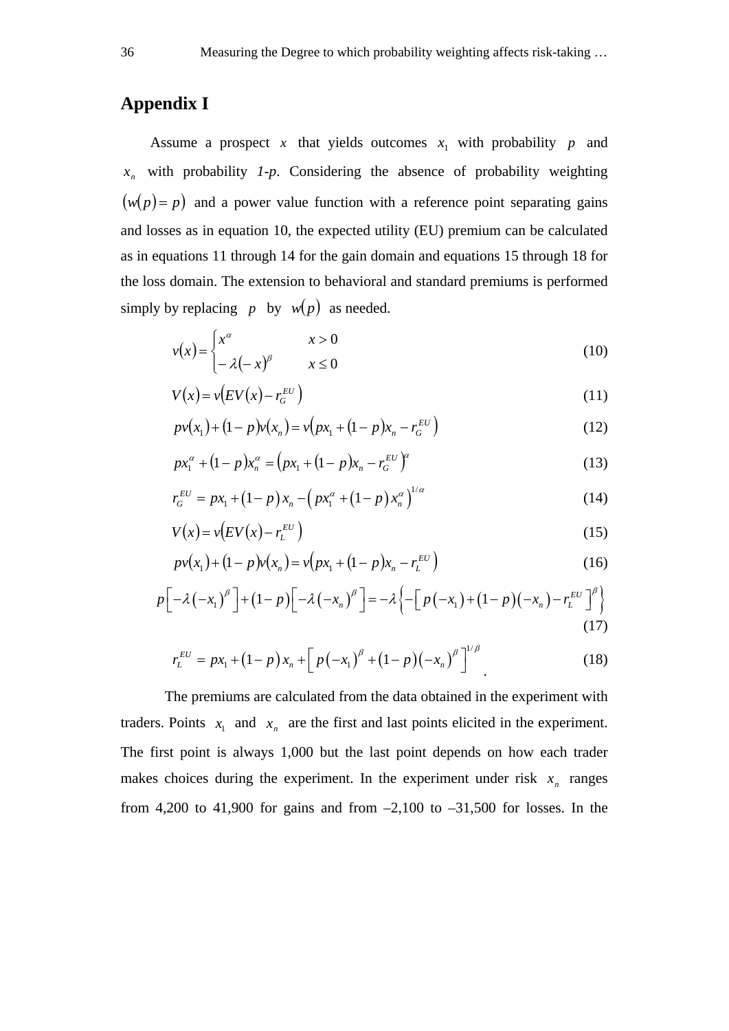# Appendix I

Assume a prospect $x$ that yields outcomes $x_1$ with probability $p$ and $x_n$ with probability *1-p*. Considering the absence of probability weighting $(w(p) = p)$ and a power value function with a reference point separating gains and losses as in equation 10, the expected utility (EU) premium can be calculated as in equations 11 through 14 for the gain domain and equations 15 through 18 for the loss domain. The extension to behavioral and standard premiums is performed simply by replacing $p$ by $w(p)$ as needed.

$$v(x) = \begin{cases} x^{\alpha} & x > 0 \\ -\lambda(-x)^{\beta} & x \leq 0 \end{cases} \tag{10}$$

$$V(x) = v\left(EV(x) - r_G^{EU}\right) \tag{11}$$

$$pv(x_1) + (1-p)v(x_n) = v\left(px_1 + (1-p)x_n - r_G^{EU}\right) \tag{12}$$

$$px_1^{\alpha} + (1-p)x_n^{\alpha} = \left(px_1 + (1-p)x_n - r_G^{EU}\right)^{\alpha} \tag{13}$$

$$r_G^{EU} = px_1 + (1-p)x_n - \left(px_1^{\alpha} + (1-p)x_n^{\alpha}\right)^{1/\alpha} \tag{14}$$

$$V(x) = v\left(EV(x) - r_L^{EU}\right) \tag{15}$$

$$pv(x_1) + (1-p)v(x_n) = v\left(px_1 + (1-p)x_n - r_L^{EU}\right) \tag{16}$$

$$p\left[-\lambda(-x_1)^{\beta}\right] + (1-p)\left[-\lambda(-x_n)^{\beta}\right] = -\lambda\left\{-\left[p(-x_1) + (1-p)(-x_n) - r_L^{EU}\right]^{\beta}\right\} \tag{17}$$

$$r_L^{EU} = px_1 + (1-p)x_n + \left[p(-x_1)^{\beta} + (1-p)(-x_n)^{\beta}\right]^{1/\beta} \tag{18}$$

The premiums are calculated from the data obtained in the experiment with traders. Points $x_1$ and $x_n$ are the first and last points elicited in the experiment. The first point is always 1,000 but the last point depends on how each trader makes choices during the experiment. In the experiment under risk $x_n$ ranges from 4,200 to 41,900 for gains and from –2,100 to –31,500 for losses. In the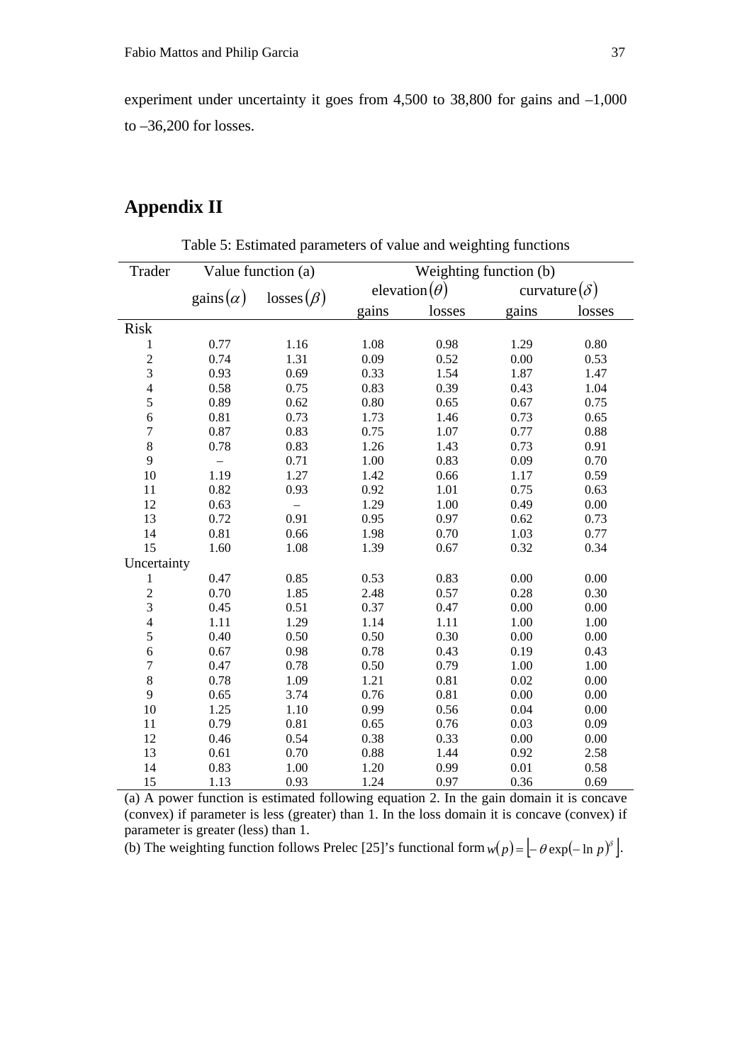experiment under uncertainty it goes from 4,500 to 38,800 for gains and –1,000 to –36,200 for losses.

## Appendix II

Table 5: Estimated parameters of value and weighting functions

| Trader | Value function (a) | | Weighting function (b) | | | |
|---|---|---|---|---|---|---|
| | gains$(\alpha)$ | losses$(\beta)$ | elevation$(\theta)$ | | curvature$(\delta)$ | |
| | | | gains | losses | gains | losses |
| Risk | | | | | | |
| 1 | 0.77 | 1.16 | 1.08 | 0.98 | 1.29 | 0.80 |
| 2 | 0.74 | 1.31 | 0.09 | 0.52 | 0.00 | 0.53 |
| 3 | 0.93 | 0.69 | 0.33 | 1.54 | 1.87 | 1.47 |
| 4 | 0.58 | 0.75 | 0.83 | 0.39 | 0.43 | 1.04 |
| 5 | 0.89 | 0.62 | 0.80 | 0.65 | 0.67 | 0.75 |
| 6 | 0.81 | 0.73 | 1.73 | 1.46 | 0.73 | 0.65 |
| 7 | 0.87 | 0.83 | 0.75 | 1.07 | 0.77 | 0.88 |
| 8 | 0.78 | 0.83 | 1.26 | 1.43 | 0.73 | 0.91 |
| 9 | – | 0.71 | 1.00 | 0.83 | 0.09 | 0.70 |
| 10 | 1.19 | 1.27 | 1.42 | 0.66 | 1.17 | 0.59 |
| 11 | 0.82 | 0.93 | 0.92 | 1.01 | 0.75 | 0.63 |
| 12 | 0.63 | – | 1.29 | 1.00 | 0.49 | 0.00 |
| 13 | 0.72 | 0.91 | 0.95 | 0.97 | 0.62 | 0.73 |
| 14 | 0.81 | 0.66 | 1.98 | 0.70 | 1.03 | 0.77 |
| 15 | 1.60 | 1.08 | 1.39 | 0.67 | 0.32 | 0.34 |
| Uncertainty | | | | | | |
| 1 | 0.47 | 0.85 | 0.53 | 0.83 | 0.00 | 0.00 |
| 2 | 0.70 | 1.85 | 2.48 | 0.57 | 0.28 | 0.30 |
| 3 | 0.45 | 0.51 | 0.37 | 0.47 | 0.00 | 0.00 |
| 4 | 1.11 | 1.29 | 1.14 | 1.11 | 1.00 | 1.00 |
| 5 | 0.40 | 0.50 | 0.50 | 0.30 | 0.00 | 0.00 |
| 6 | 0.67 | 0.98 | 0.78 | 0.43 | 0.19 | 0.43 |
| 7 | 0.47 | 0.78 | 0.50 | 0.79 | 1.00 | 1.00 |
| 8 | 0.78 | 1.09 | 1.21 | 0.81 | 0.02 | 0.00 |
| 9 | 0.65 | 3.74 | 0.76 | 0.81 | 0.00 | 0.00 |
| 10 | 1.25 | 1.10 | 0.99 | 0.56 | 0.04 | 0.00 |
| 11 | 0.79 | 0.81 | 0.65 | 0.76 | 0.03 | 0.09 |
| 12 | 0.46 | 0.54 | 0.38 | 0.33 | 0.00 | 0.00 |
| 13 | 0.61 | 0.70 | 0.88 | 1.44 | 0.92 | 2.58 |
| 14 | 0.83 | 1.00 | 1.20 | 0.99 | 0.01 | 0.58 |
| 15 | 1.13 | 0.93 | 1.24 | 0.97 | 0.36 | 0.69 |

(a) A power function is estimated following equation 2. In the gain domain it is concave (convex) if parameter is less (greater) than 1. In the loss domain it is concave (convex) if parameter is greater (less) than 1.

(b) The weighting function follows Prelec [25]'s functional form $w(p) = \left[-\theta \exp(-\ln p)^{\delta}\right]$.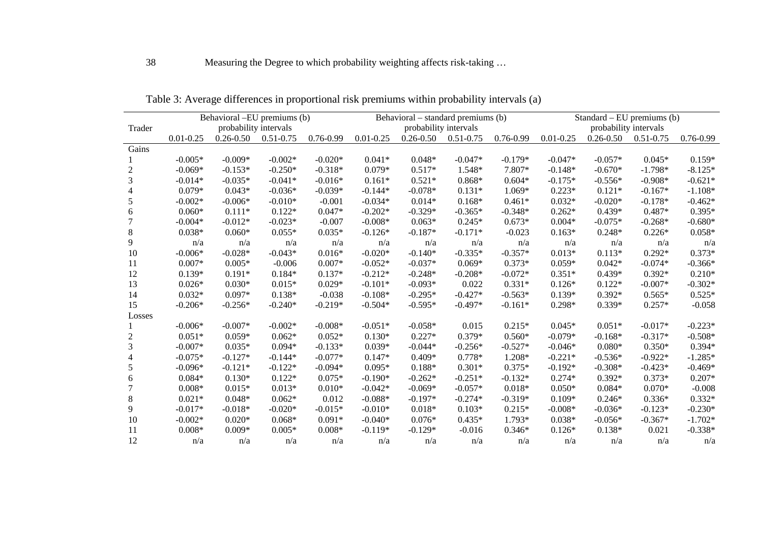Table 3: Average differences in proportional risk premiums within probability intervals (a)

| Trader | Behavioral –EU premiums (b) probability intervals | | | | Behavioral – standard premiums (b) probability intervals | | | | Standard – EU premiums (b) probability intervals | | | |
|---|---|---|---|---|---|---|---|---|---|---|---|---|
| | 0.01-0.25 | 0.26-0.50 | 0.51-0.75 | 0.76-0.99 | 0.01-0.25 | 0.26-0.50 | 0.51-0.75 | 0.76-0.99 | 0.01-0.25 | 0.26-0.50 | 0.51-0.75 | 0.76-0.99 |
| Gains | | | | | | | | | | | | |
| 1 | -0.005* | -0.009* | -0.002* | -0.020* | 0.041* | 0.048* | -0.047* | -0.179* | -0.047* | -0.057* | 0.045* | 0.159* |
| 2 | -0.069* | -0.153* | -0.250* | -0.318* | 0.079* | 0.517* | 1.548* | 7.807* | -0.148* | -0.670* | -1.798* | -8.125* |
| 3 | -0.014* | -0.035* | -0.041* | -0.016* | 0.161* | 0.521* | 0.868* | 0.604* | -0.175* | -0.556* | -0.908* | -0.621* |
| 4 | 0.079* | 0.043* | -0.036* | -0.039* | -0.144* | -0.078* | 0.131* | 1.069* | 0.223* | 0.121* | -0.167* | -1.108* |
| 5 | -0.002* | -0.006* | -0.010* | -0.001 | -0.034* | 0.014* | 0.168* | 0.461* | 0.032* | -0.020* | -0.178* | -0.462* |
| 6 | 0.060* | 0.111* | 0.122* | 0.047* | -0.202* | -0.329* | -0.365* | -0.348* | 0.262* | 0.439* | 0.487* | 0.395* |
| 7 | -0.004* | -0.012* | -0.023* | -0.007 | -0.008* | 0.063* | 0.245* | 0.673* | 0.004* | -0.075* | -0.268* | -0.680* |
| 8 | 0.038* | 0.060* | 0.055* | 0.035* | -0.126* | -0.187* | -0.171* | -0.023 | 0.163* | 0.248* | 0.226* | 0.058* |
| 9 | n/a | n/a | n/a | n/a | n/a | n/a | n/a | n/a | n/a | n/a | n/a | n/a |
| 10 | -0.006* | -0.028* | -0.043* | 0.016* | -0.020* | -0.140* | -0.335* | -0.357* | 0.013* | 0.113* | 0.292* | 0.373* |
| 11 | 0.007* | 0.005* | -0.006 | 0.007* | -0.052* | -0.037* | 0.069* | 0.373* | 0.059* | 0.042* | -0.074* | -0.366* |
| 12 | 0.139* | 0.191* | 0.184* | 0.137* | -0.212* | -0.248* | -0.208* | -0.072* | 0.351* | 0.439* | 0.392* | 0.210* |
| 13 | 0.026* | 0.030* | 0.015* | 0.029* | -0.101* | -0.093* | 0.022 | 0.331* | 0.126* | 0.122* | -0.007* | -0.302* |
| 14 | 0.032* | 0.097* | 0.138* | -0.038 | -0.108* | -0.295* | -0.427* | -0.563* | 0.139* | 0.392* | 0.565* | 0.525* |
| 15 | -0.206* | -0.256* | -0.240* | -0.219* | -0.504* | -0.595* | -0.497* | -0.161* | 0.298* | 0.339* | 0.257* | -0.058 |
| Losses | | | | | | | | | | | | |
| 1 | -0.006* | -0.007* | -0.002* | -0.008* | -0.051* | -0.058* | 0.015 | 0.215* | 0.045* | 0.051* | -0.017* | -0.223* |
| 2 | 0.051* | 0.059* | 0.062* | 0.052* | 0.130* | 0.227* | 0.379* | 0.560* | -0.079* | -0.168* | -0.317* | -0.508* |
| 3 | -0.007* | 0.035* | 0.094* | -0.133* | 0.039* | -0.044* | -0.256* | -0.527* | -0.046* | 0.080* | 0.350* | 0.394* |
| 4 | -0.075* | -0.127* | -0.144* | -0.077* | 0.147* | 0.409* | 0.778* | 1.208* | -0.221* | -0.536* | -0.922* | -1.285* |
| 5 | -0.096* | -0.121* | -0.122* | -0.094* | 0.095* | 0.188* | 0.301* | 0.375* | -0.192* | -0.308* | -0.423* | -0.469* |
| 6 | 0.084* | 0.130* | 0.122* | 0.075* | -0.190* | -0.262* | -0.251* | -0.132* | 0.274* | 0.392* | 0.373* | 0.207* |
| 7 | 0.008* | 0.015* | 0.013* | 0.010* | -0.042* | -0.069* | -0.057* | 0.018* | 0.050* | 0.084* | 0.070* | -0.008 |
| 8 | 0.021* | 0.048* | 0.062* | 0.012 | -0.088* | -0.197* | -0.274* | -0.319* | 0.109* | 0.246* | 0.336* | 0.332* |
| 9 | -0.017* | -0.018* | -0.020* | -0.015* | -0.010* | 0.018* | 0.103* | 0.215* | -0.008* | -0.036* | -0.123* | -0.230* |
| 10 | -0.002* | 0.020* | 0.068* | 0.091* | -0.040* | 0.076* | 0.435* | 1.793* | 0.038* | -0.056* | -0.367* | -1.702* |
| 11 | 0.008* | 0.009* | 0.005* | 0.008* | -0.119* | -0.129* | -0.016 | 0.346* | 0.126* | 0.138* | 0.021 | -0.338* |
| 12 | n/a | n/a | n/a | n/a | n/a | n/a | n/a | n/a | n/a | n/a | n/a | n/a |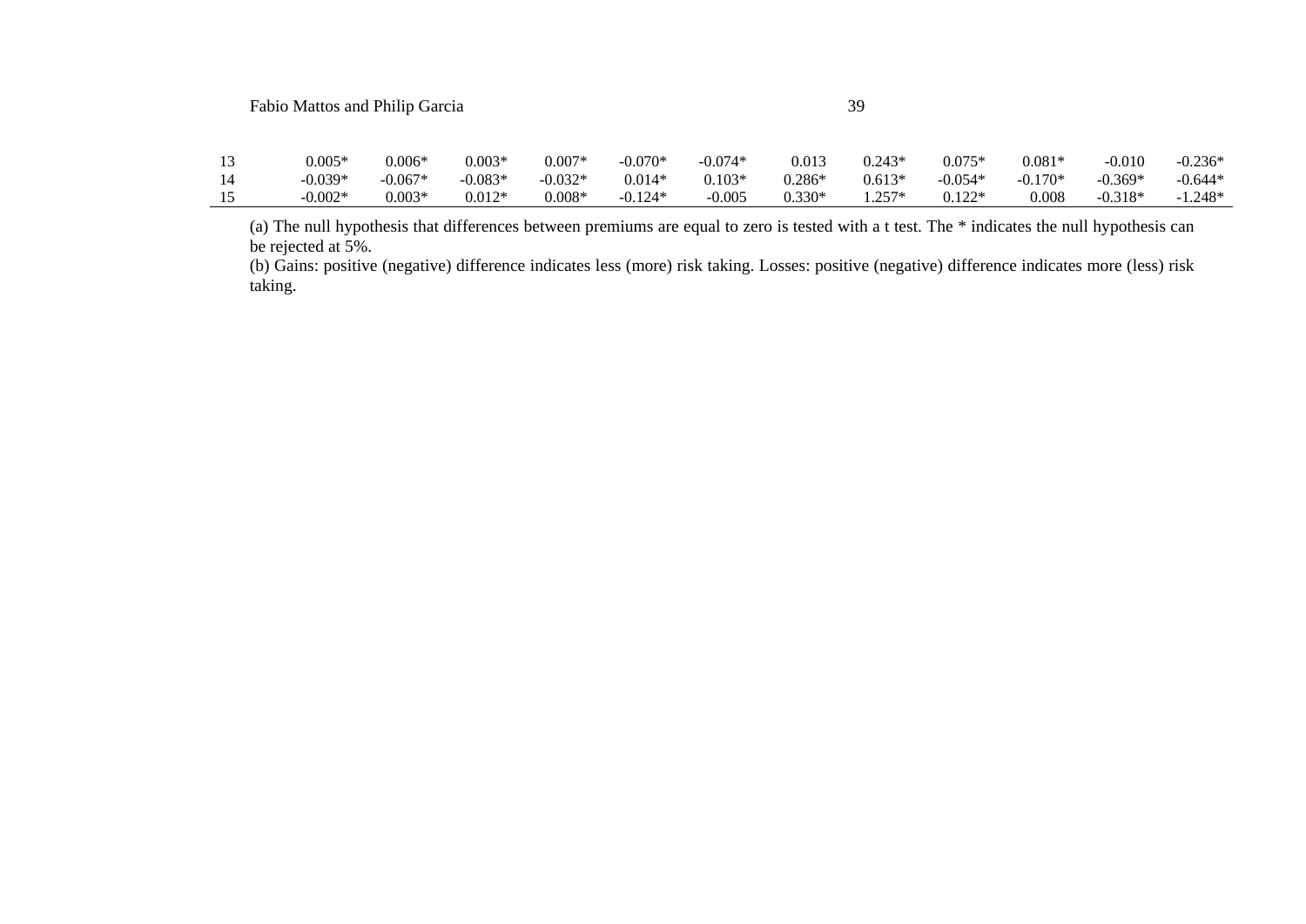| | | | | | | | | | | | | |
|---|---|---|---|---|---|---|---|---|---|---|---|---|
| 13 | 0.005* | 0.006* | 0.003* | 0.007* | -0.070* | -0.074* | 0.013 | 0.243* | 0.075* | 0.081* | -0.010 | -0.236* |
| 14 | -0.039* | -0.067* | -0.083* | -0.032* | 0.014* | 0.103* | 0.286* | 0.613* | -0.054* | -0.170* | -0.369* | -0.644* |
| 15 | -0.002* | 0.003* | 0.012* | 0.008* | -0.124* | -0.005 | 0.330* | 1.257* | 0.122* | 0.008 | -0.318* | -1.248* |

(a) The null hypothesis that differences between premiums are equal to zero is tested with a t test. The * indicates the null hypothesis can be rejected at 5%.

(b) Gains: positive (negative) difference indicates less (more) risk taking. Losses: positive (negative) difference indicates more (less) risk taking.